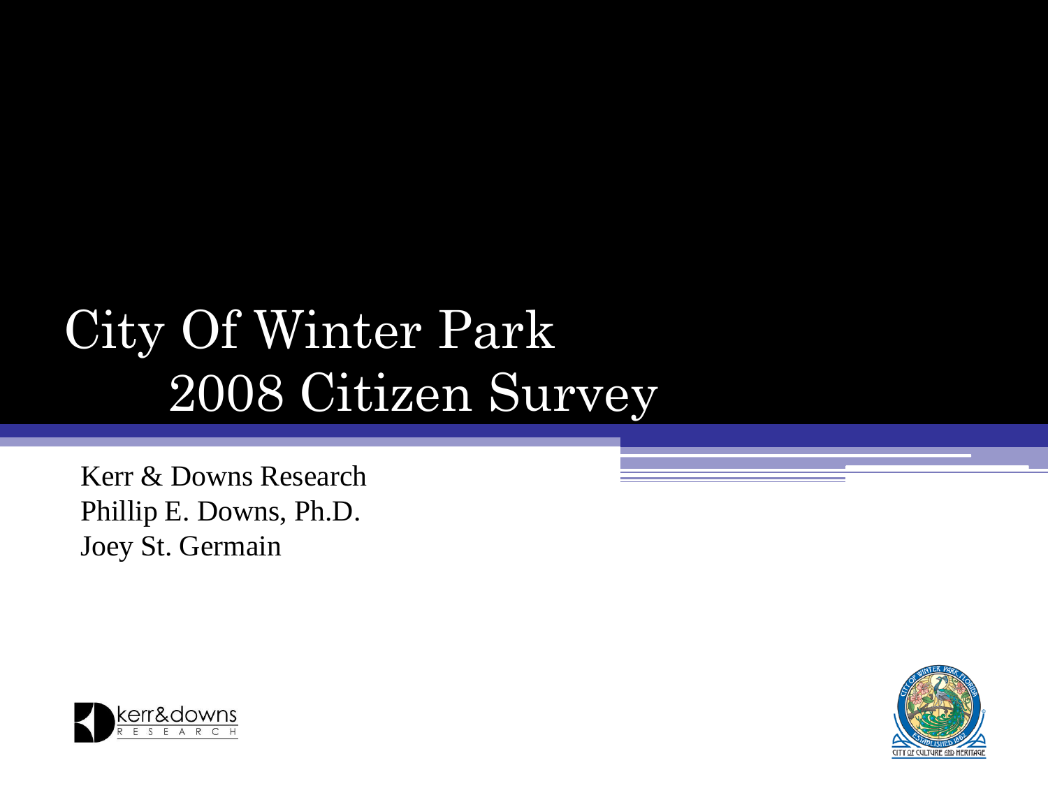# City Of Winter Park 2008 Citizen Survey

Kerr & Downs Research
Phillip E. Downs, Ph.D.
Joey St. Germain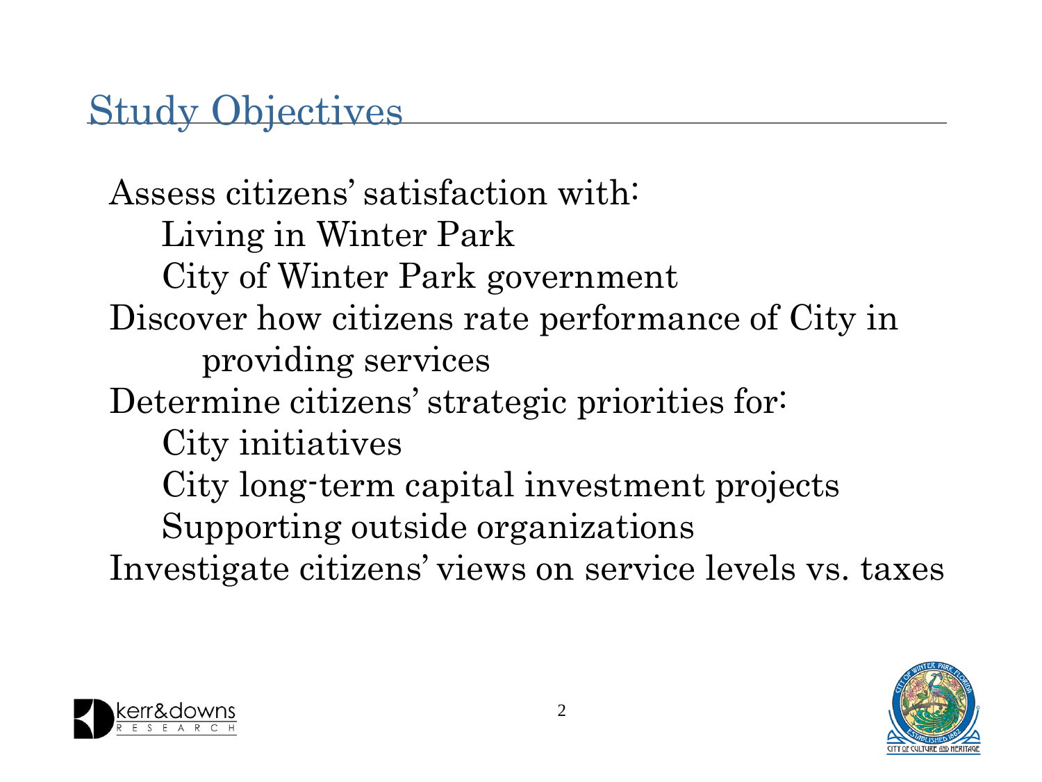# Study Objectives

- Assess citizens' satisfaction with:
  - Living in Winter Park
  - City of Winter Park government
- Discover how citizens rate performance of City in providing services
- Determine citizens' strategic priorities for:
  - City initiatives
  - City long-term capital investment projects
  - Supporting outside organizations
- Investigate citizens' views on service levels vs. taxes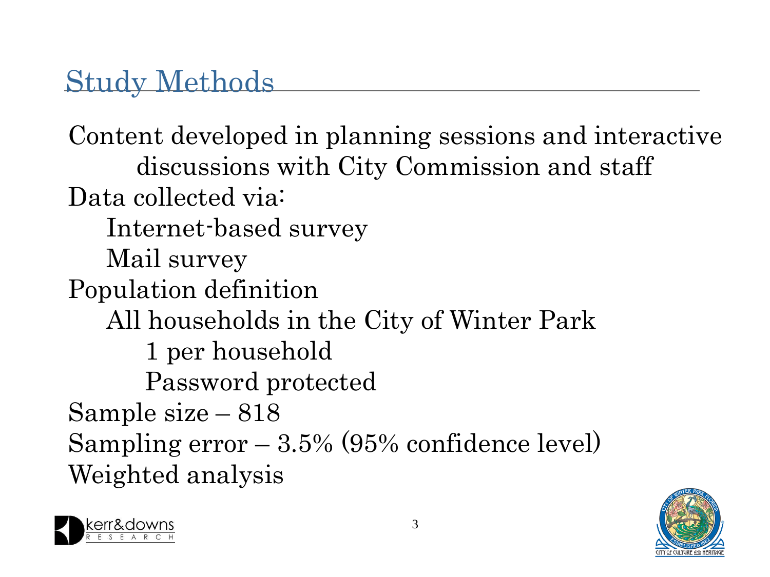# Study Methods

- Content developed in planning sessions and interactive discussions with City Commission and staff
- Data collected via:
  - Internet-based survey
  - Mail survey
- Population definition
  - All households in the City of Winter Park
    - 1 per household
    - Password protected
- Sample size – 818
- Sampling error – 3.5% (95% confidence level)
- Weighted analysis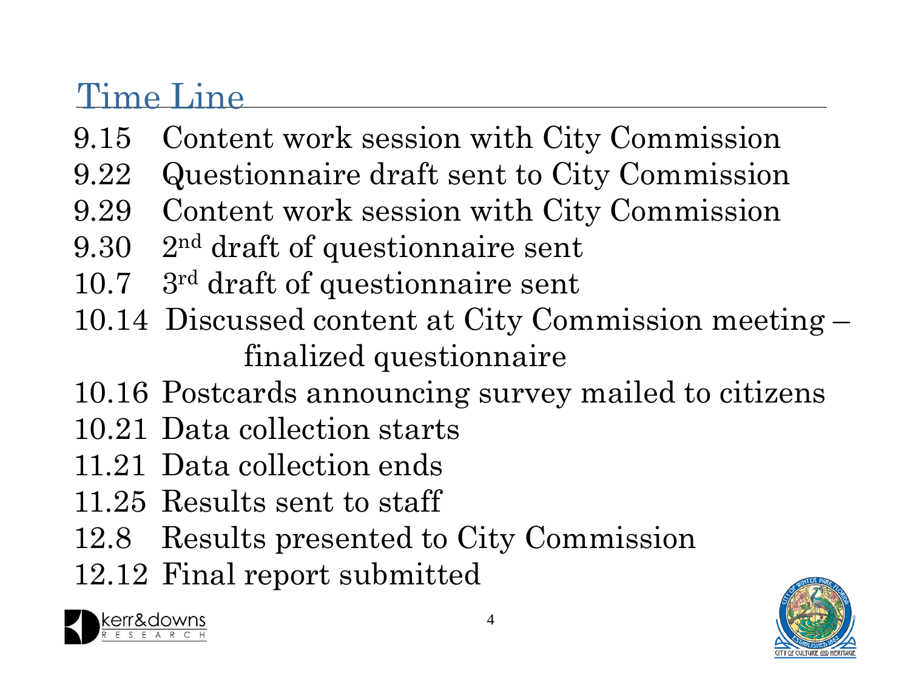# Time Line

9.15 Content work session with City Commission
9.22 Questionnaire draft sent to City Commission
9.29 Content work session with City Commission
9.30 2nd draft of questionnaire sent
10.7 3rd draft of questionnaire sent
10.14 Discussed content at City Commission meeting – finalized questionnaire
10.16 Postcards announcing survey mailed to citizens
10.21 Data collection starts
11.21 Data collection ends
11.25 Results sent to staff
12.8 Results presented to City Commission
12.12 Final report submitted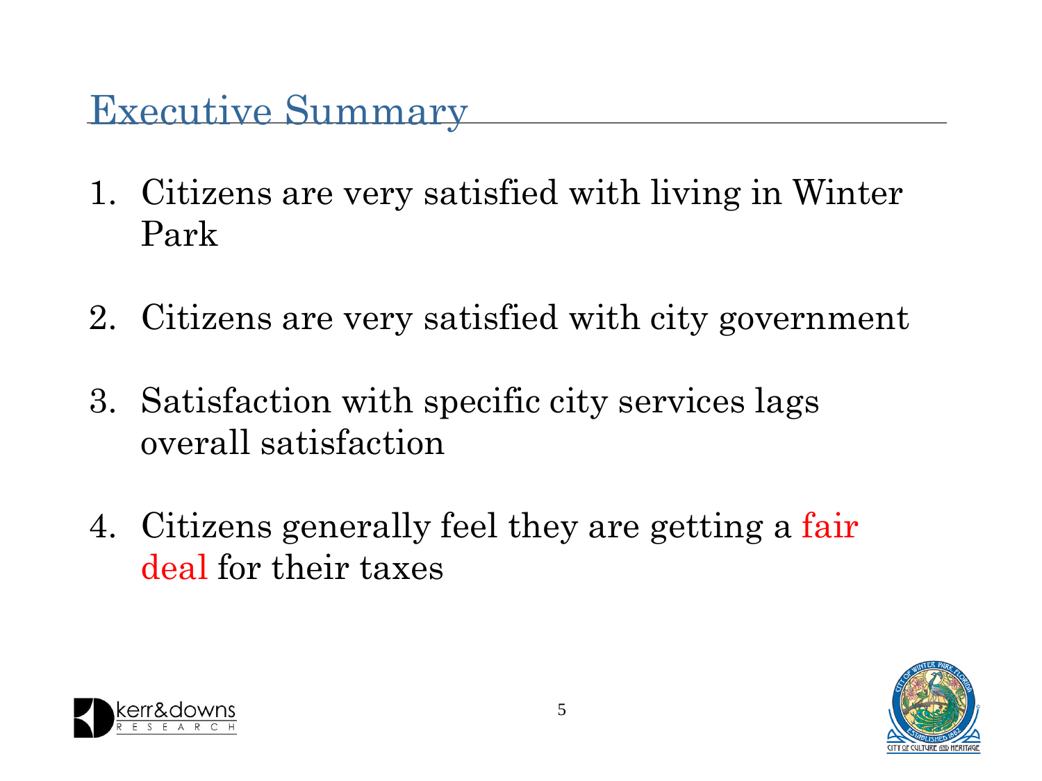# Executive Summary

1. Citizens are very satisfied with living in Winter Park

2. Citizens are very satisfied with city government

3. Satisfaction with specific city services lags overall satisfaction

4. Citizens generally feel they are getting a fair deal for their taxes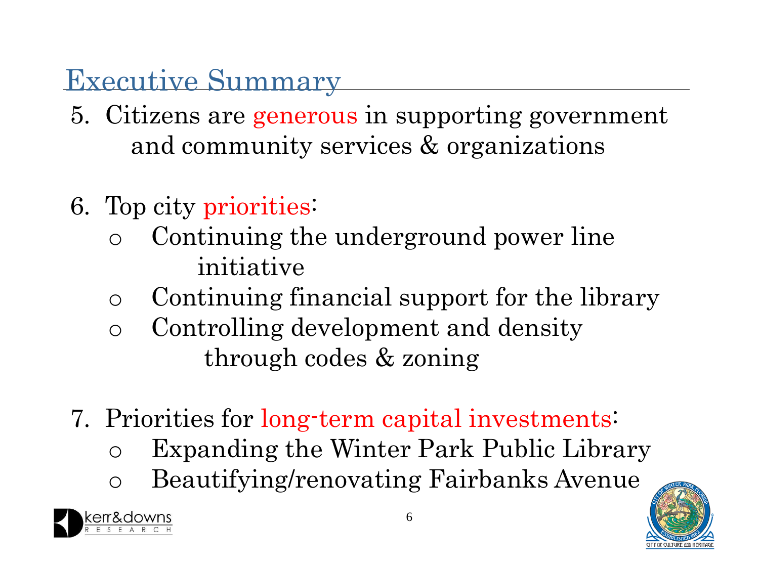# Executive Summary

5. Citizens are generous in supporting government and community services & organizations

6. Top city priorities:
   - Continuing the underground power line initiative
   - Continuing financial support for the library
   - Controlling development and density through codes & zoning

7. Priorities for long-term capital investments:
   - Expanding the Winter Park Public Library
   - Beautifying/renovating Fairbanks Avenue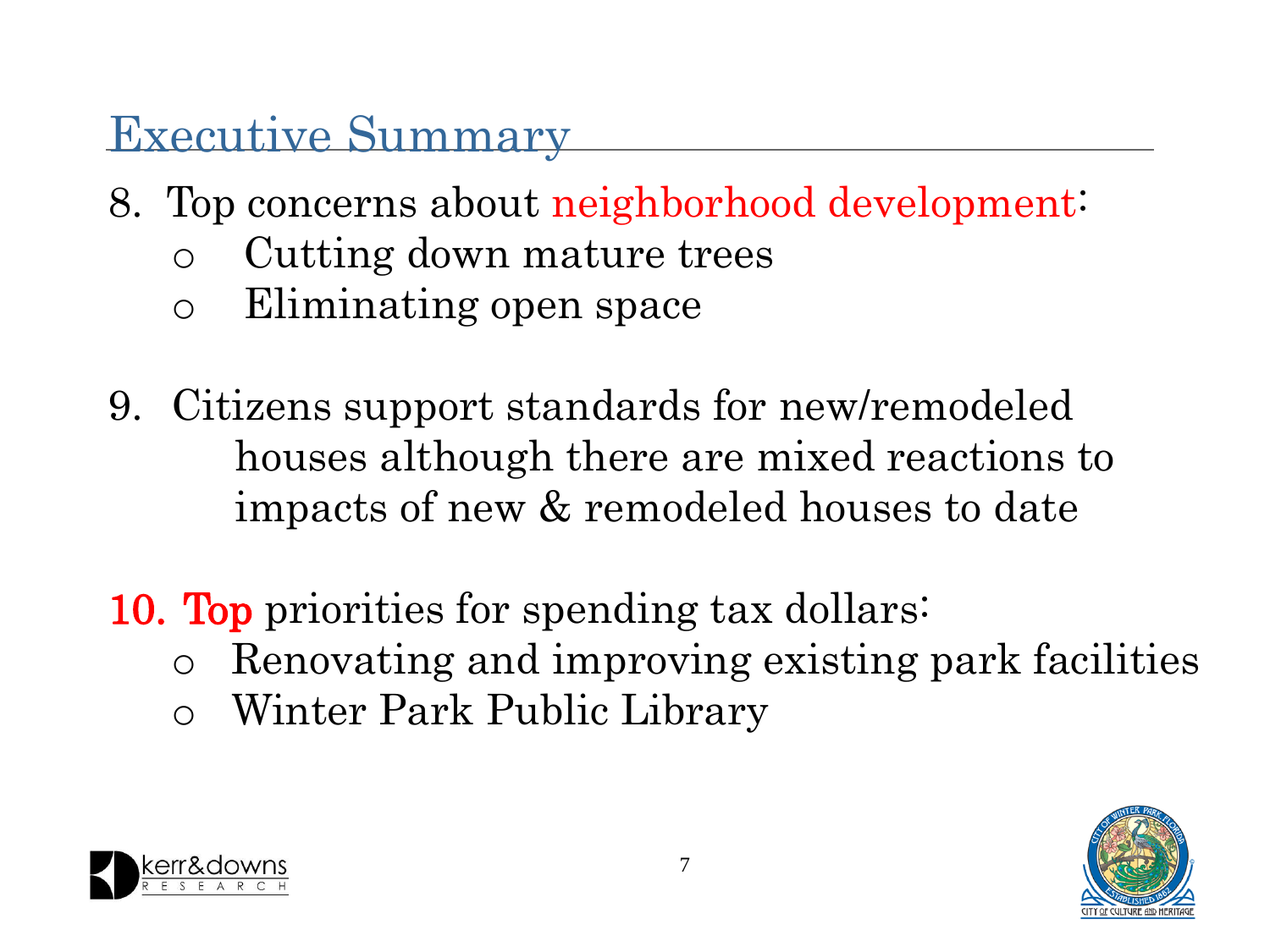# Executive Summary

8. Top concerns about neighborhood development:
    - Cutting down mature trees
    - Eliminating open space

9. Citizens support standards for new/remodeled houses although there are mixed reactions to impacts of new & remodeled houses to date

10. **Top** priorities for spending tax dollars:
    - Renovating and improving existing park facilities
    - Winter Park Public Library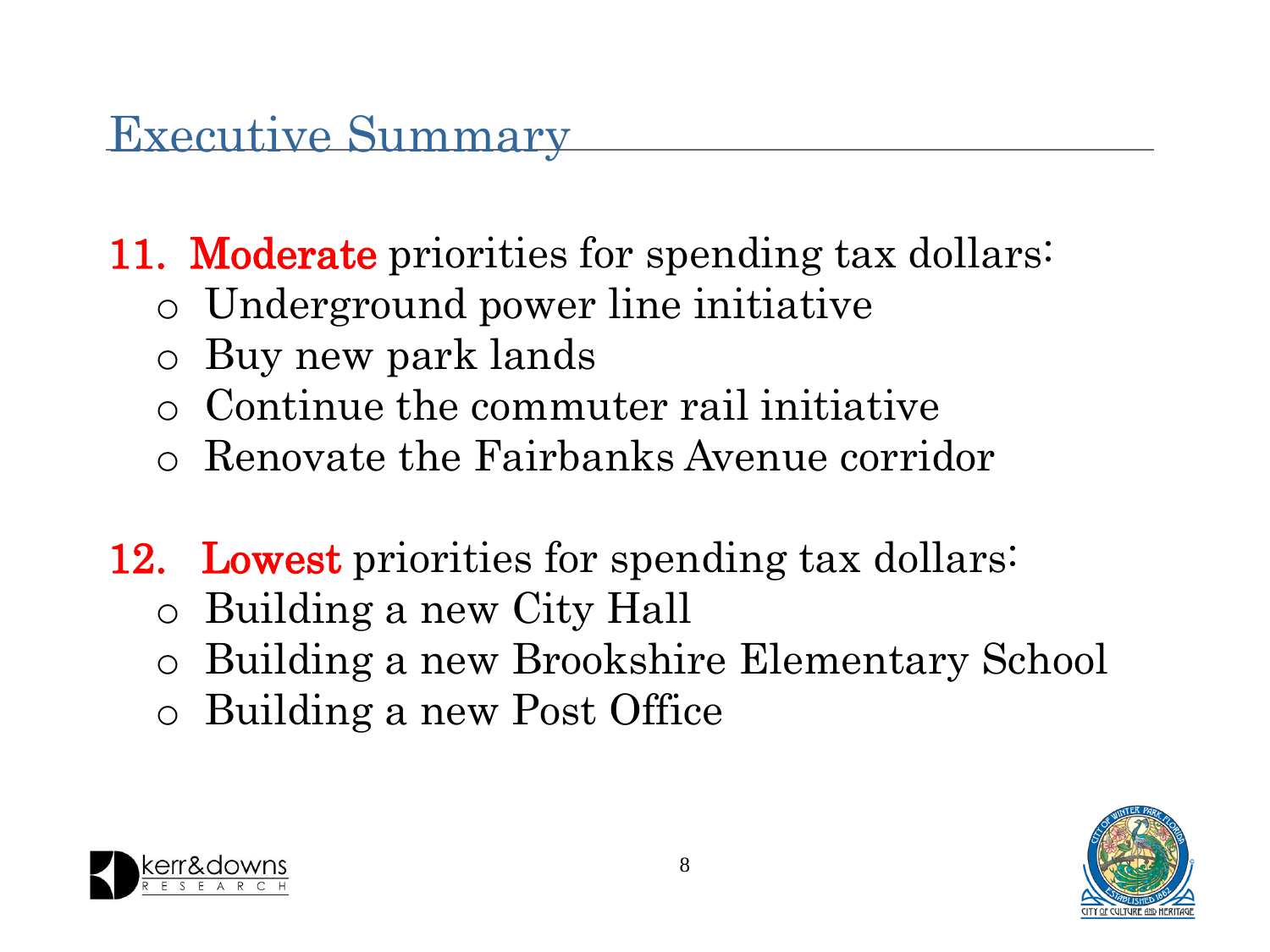# Executive Summary

11. **Moderate** priorities for spending tax dollars:
    - Underground power line initiative
    - Buy new park lands
    - Continue the commuter rail initiative
    - Renovate the Fairbanks Avenue corridor

12. **Lowest** priorities for spending tax dollars:
    - Building a new City Hall
    - Building a new Brookshire Elementary School
    - Building a new Post Office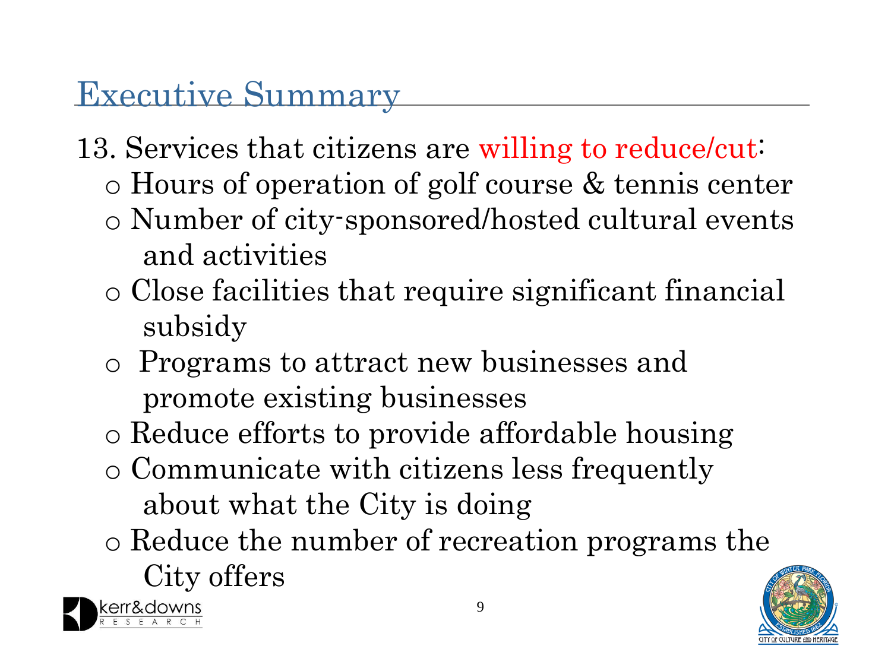# Executive Summary

13. Services that citizens are willing to reduce/cut:
    - Hours of operation of golf course & tennis center
    - Number of city-sponsored/hosted cultural events and activities
    - Close facilities that require significant financial subsidy
    - Programs to attract new businesses and promote existing businesses
    - Reduce efforts to provide affordable housing
    - Communicate with citizens less frequently about what the City is doing
    - Reduce the number of recreation programs the City offers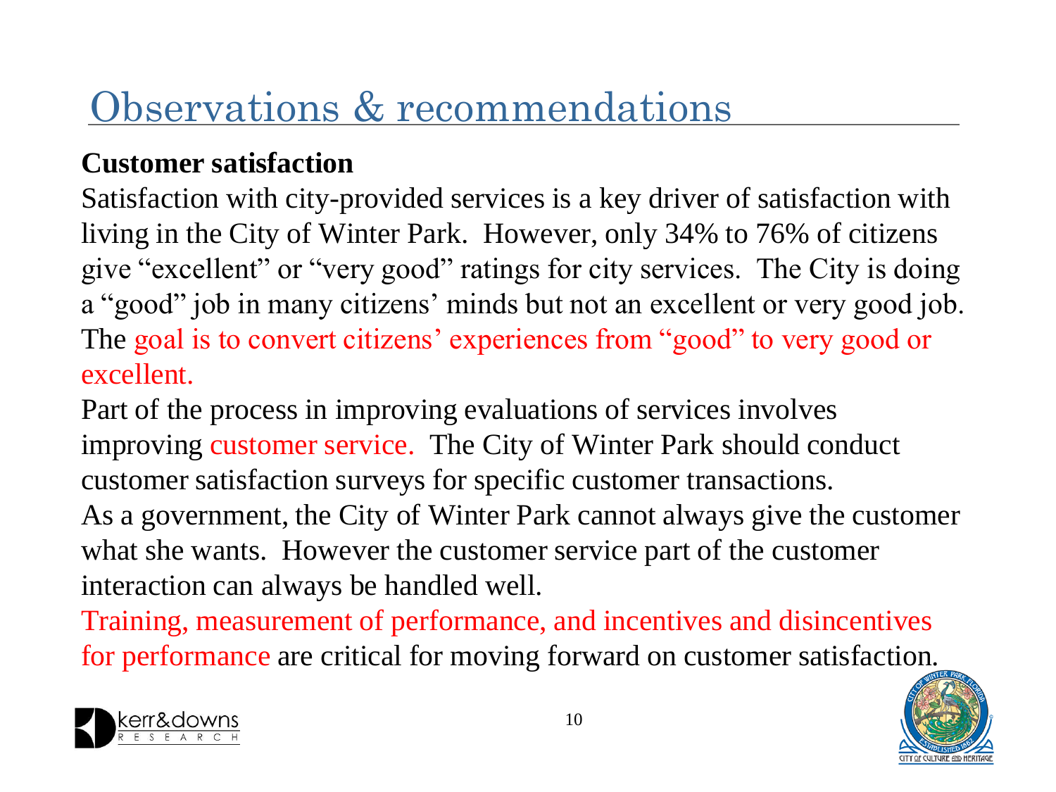# Observations & recommendations

**Customer satisfaction**

Satisfaction with city-provided services is a key driver of satisfaction with living in the City of Winter Park. However, only 34% to 76% of citizens give "excellent" or "very good" ratings for city services. The City is doing a "good" job in many citizens' minds but not an excellent or very good job. The goal is to convert citizens' experiences from "good" to very good or excellent.

Part of the process in improving evaluations of services involves improving customer service. The City of Winter Park should conduct customer satisfaction surveys for specific customer transactions.

As a government, the City of Winter Park cannot always give the customer what she wants. However the customer service part of the customer interaction can always be handled well.

Training, measurement of performance, and incentives and disincentives for performance are critical for moving forward on customer satisfaction.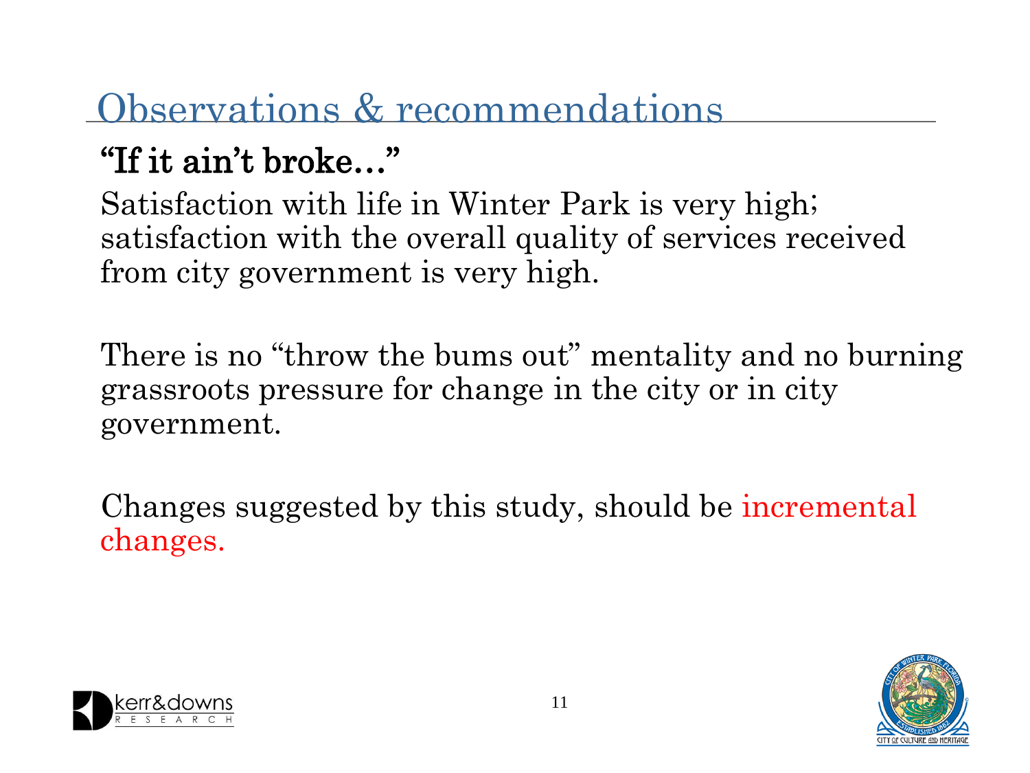# Observations & recommendations

## "If it ain't broke…"

Satisfaction with life in Winter Park is very high; satisfaction with the overall quality of services received from city government is very high.

There is no "throw the bums out" mentality and no burning grassroots pressure for change in the city or in city government.

Changes suggested by this study, should be incremental changes.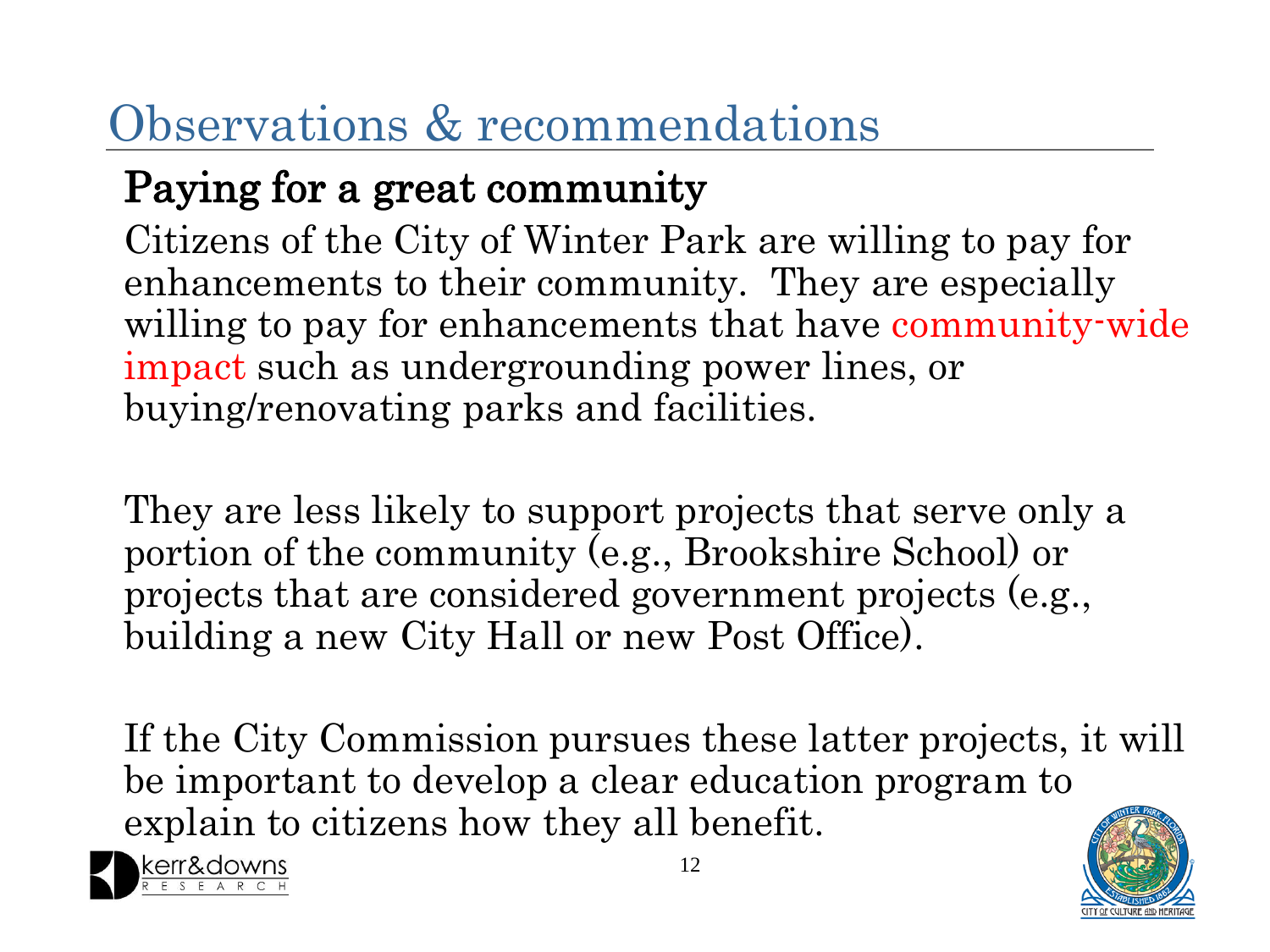# Observations & recommendations

## Paying for a great community

Citizens of the City of Winter Park are willing to pay for enhancements to their community. They are especially willing to pay for enhancements that have community-wide impact such as undergrounding power lines, or buying/renovating parks and facilities.

They are less likely to support projects that serve only a portion of the community (e.g., Brookshire School) or projects that are considered government projects (e.g., building a new City Hall or new Post Office).

If the City Commission pursues these latter projects, it will be important to develop a clear education program to explain to citizens how they all benefit.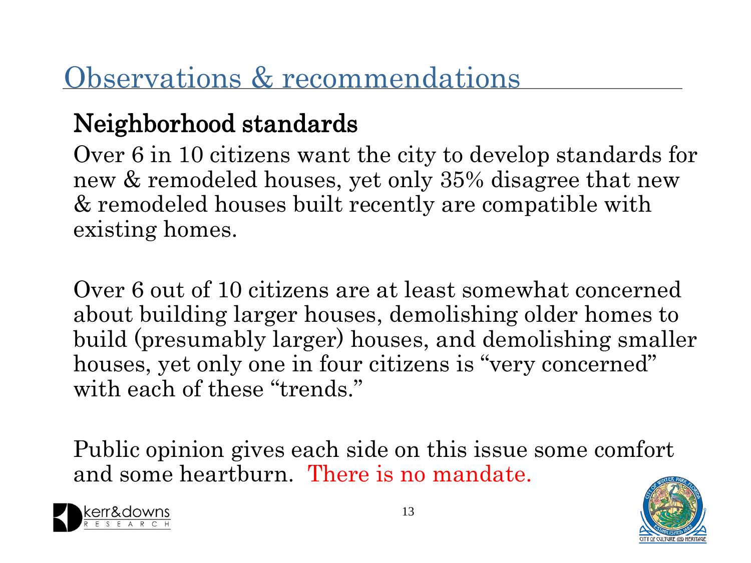# Observations & recommendations

## Neighborhood standards

Over 6 in 10 citizens want the city to develop standards for new & remodeled houses, yet only 35% disagree that new & remodeled houses built recently are compatible with existing homes.

Over 6 out of 10 citizens are at least somewhat concerned about building larger houses, demolishing older homes to build (presumably larger) houses, and demolishing smaller houses, yet only one in four citizens is “very concerned” with each of these “trends.”

Public opinion gives each side on this issue some comfort and some heartburn. There is no mandate.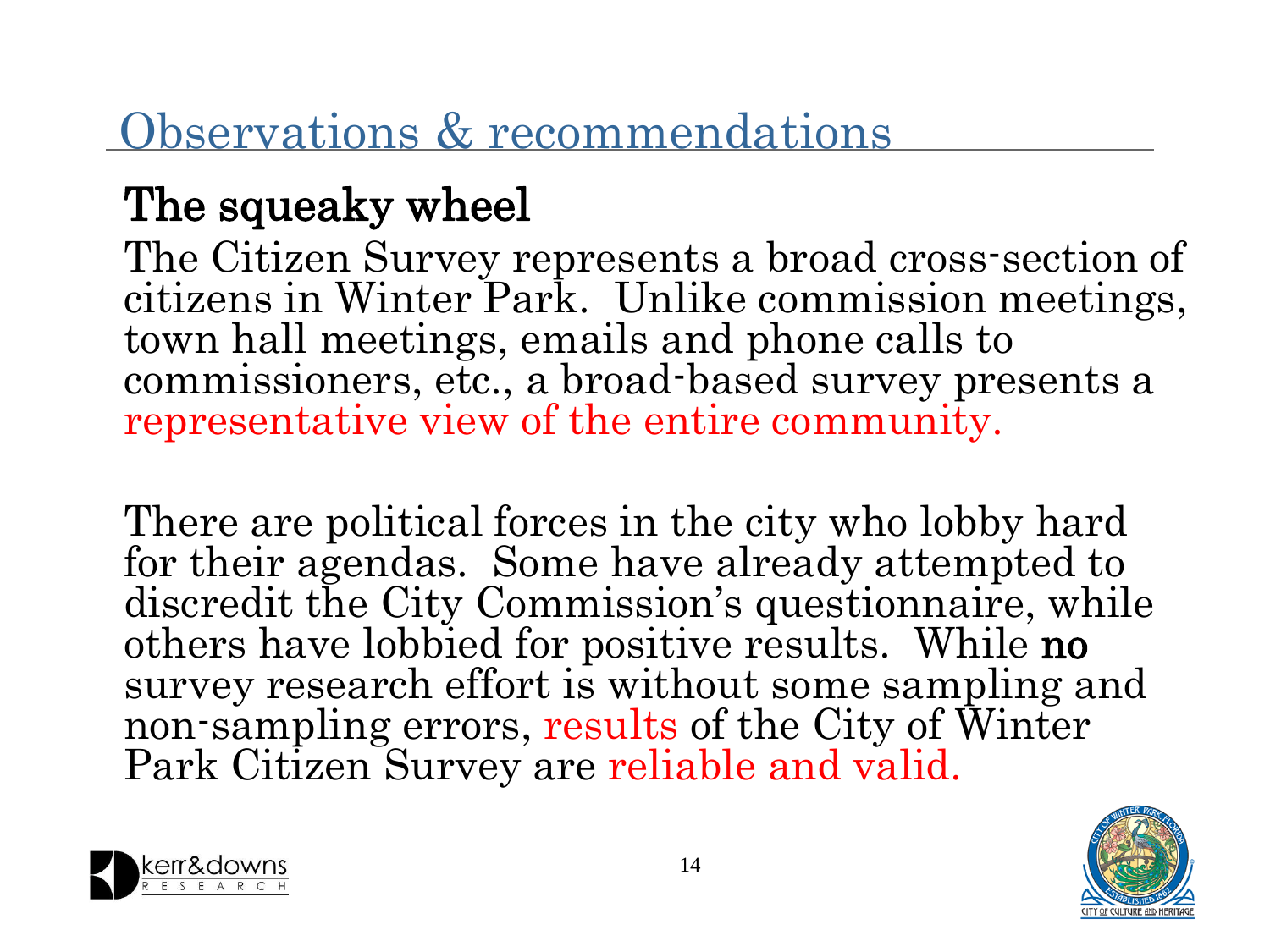# Observations & recommendations

## The squeaky wheel

The Citizen Survey represents a broad cross-section of citizens in Winter Park. Unlike commission meetings, town hall meetings, emails and phone calls to commissioners, etc., a broad-based survey presents a representative view of the entire community.

There are political forces in the city who lobby hard for their agendas. Some have already attempted to discredit the City Commission's questionnaire, while others have lobbied for positive results. While **no** survey research effort is without some sampling and non-sampling errors, results of the City of Winter Park Citizen Survey are reliable and valid.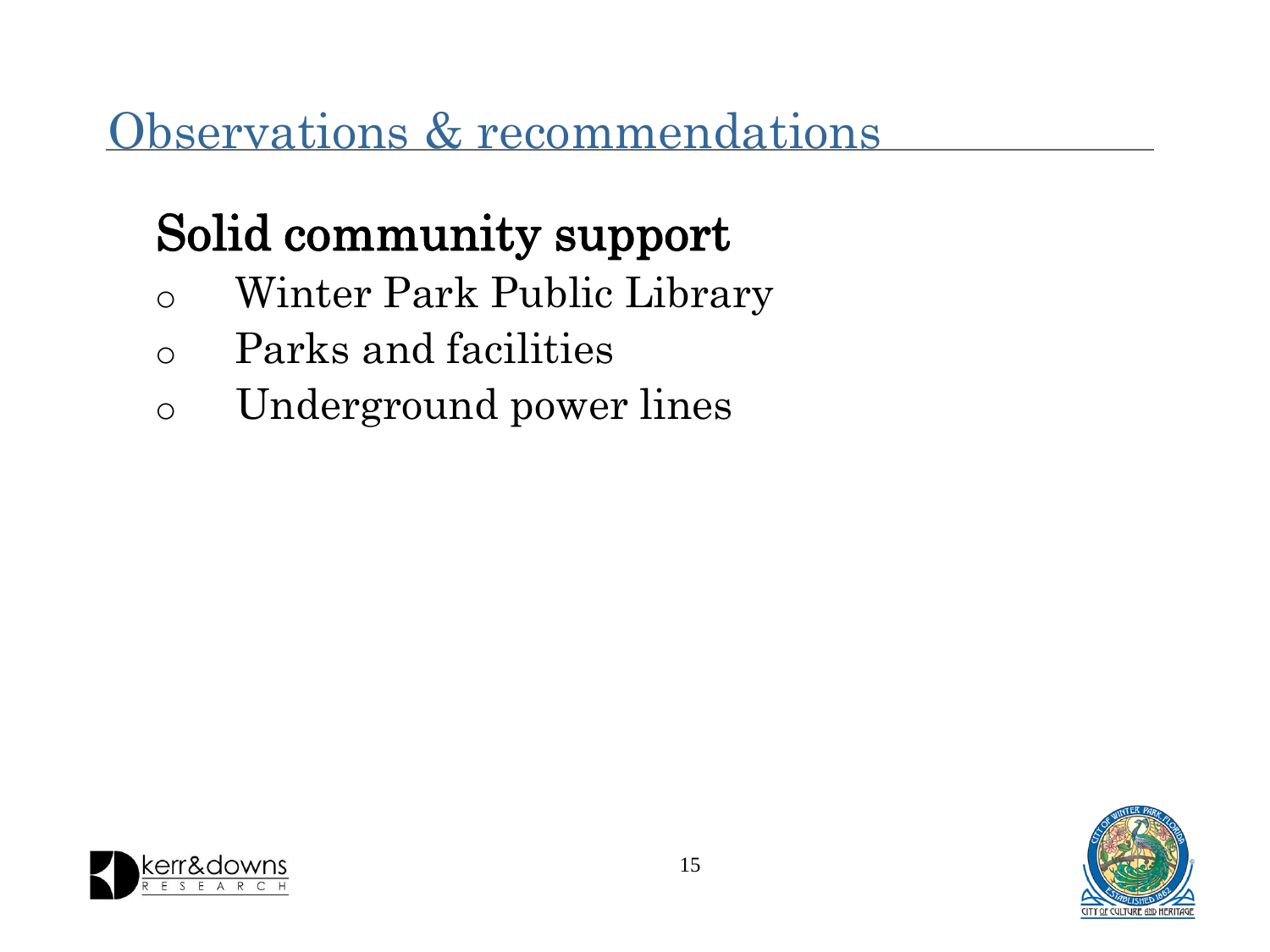# Observations & recommendations

## Solid community support

- Winter Park Public Library
- Parks and facilities
- Underground power lines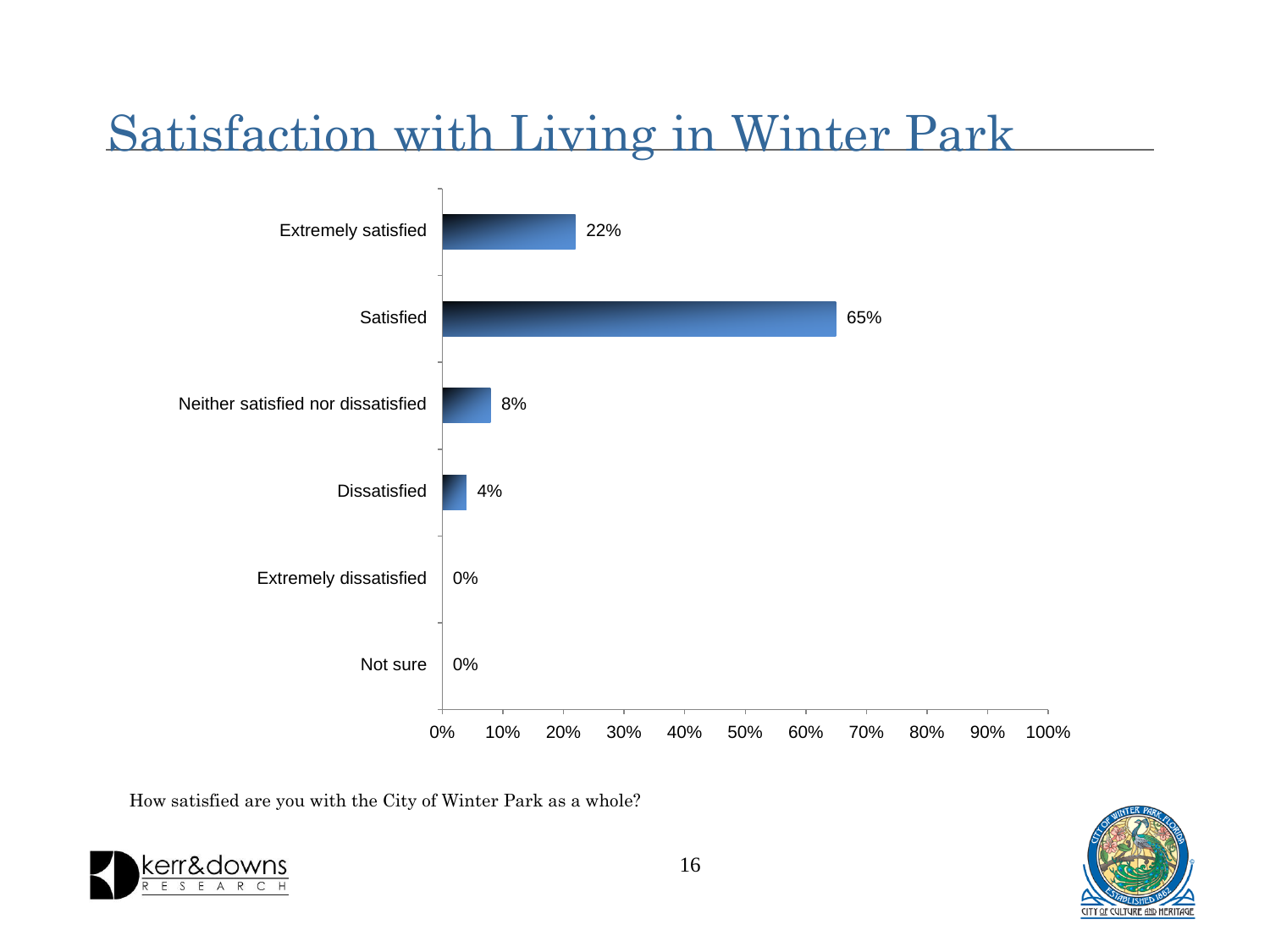# Satisfaction with Living in Winter Park

| Response | Percent |
|---|---|
| Extremely satisfied | 22% |
| Satisfied | 65% |
| Neither satisfied nor dissatisfied | 8% |
| Dissatisfied | 4% |
| Extremely dissatisfied | 0% |
| Not sure | 0% |

How satisfied are you with the City of Winter Park as a whole?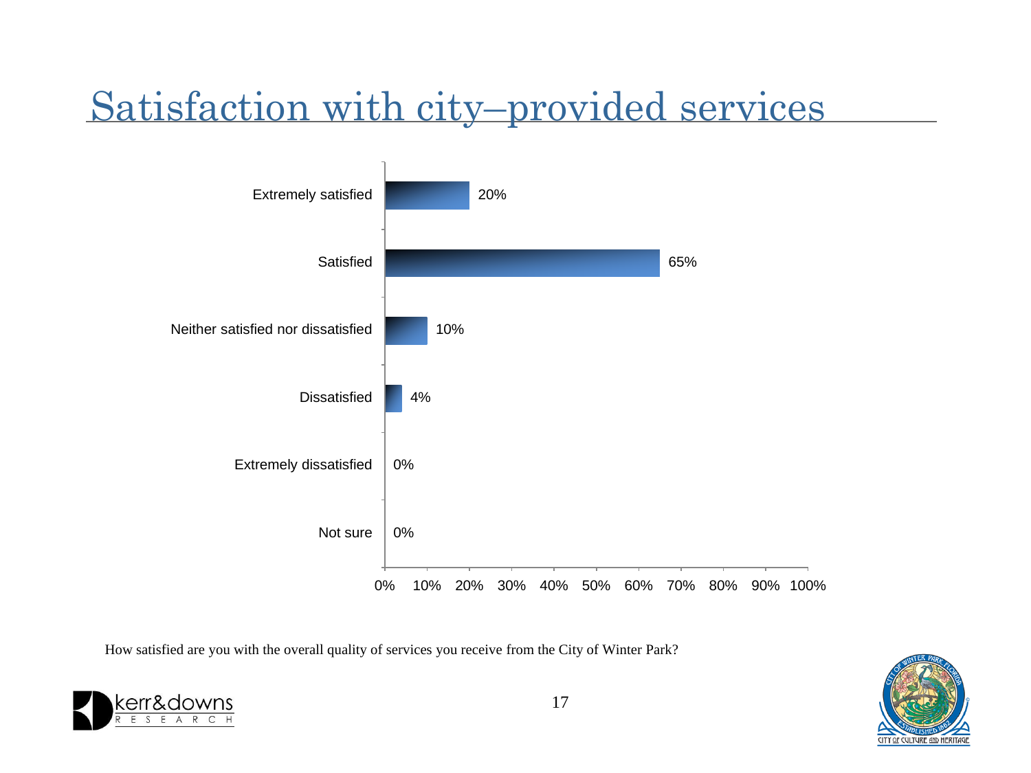# Satisfaction with city–provided services

| Response | Percent |
|---|---|
| Extremely satisfied | 20% |
| Satisfied | 65% |
| Neither satisfied nor dissatisfied | 10% |
| Dissatisfied | 4% |
| Extremely dissatisfied | 0% |
| Not sure | 0% |

How satisfied are you with the overall quality of services you receive from the City of Winter Park?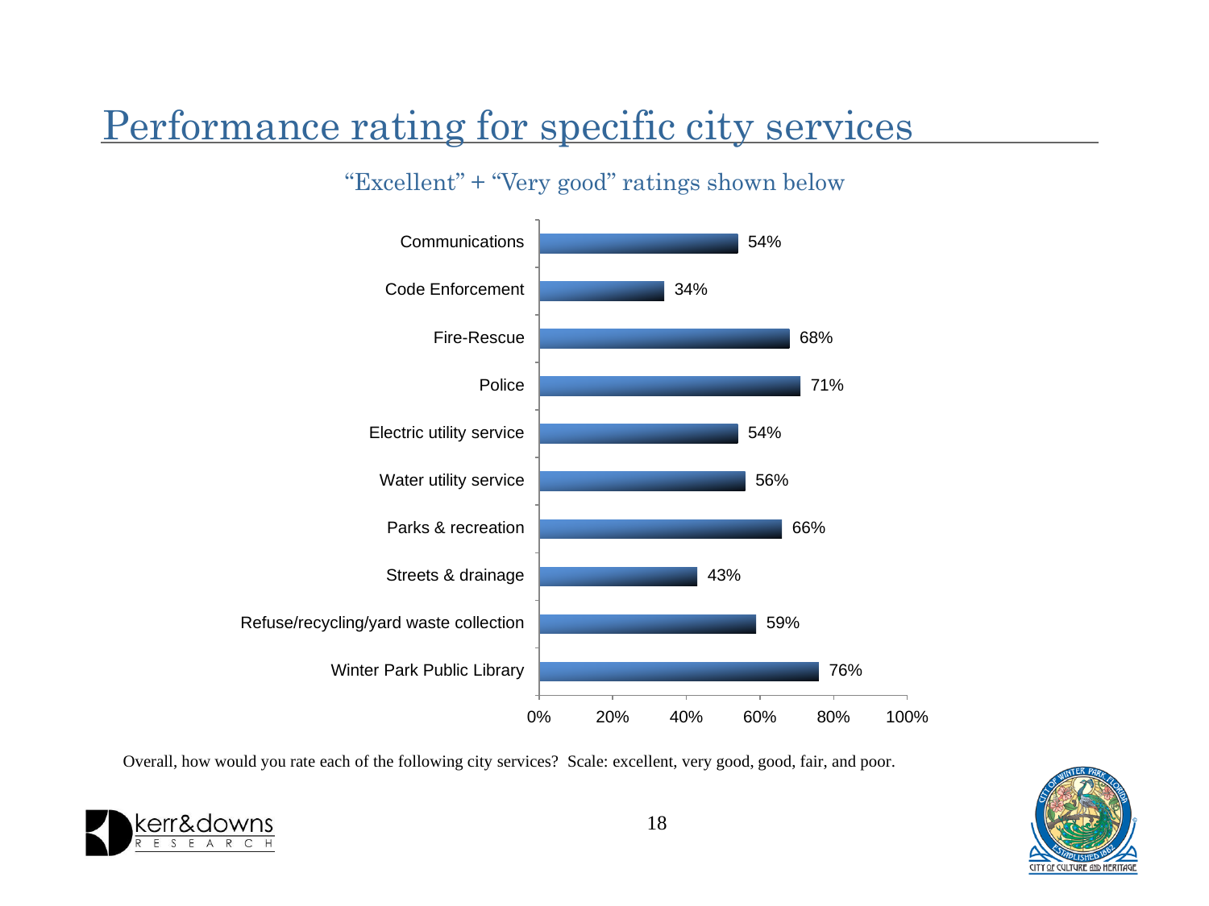# Performance rating for specific city services

"Excellent" + "Very good" ratings shown below

| Service | Rating |
|---|---|
| Communications | 54% |
| Code Enforcement | 34% |
| Fire-Rescue | 68% |
| Police | 71% |
| Electric utility service | 54% |
| Water utility service | 56% |
| Parks & recreation | 66% |
| Streets & drainage | 43% |
| Refuse/recycling/yard waste collection | 59% |
| Winter Park Public Library | 76% |

Overall, how would you rate each of the following city services? Scale: excellent, very good, good, fair, and poor.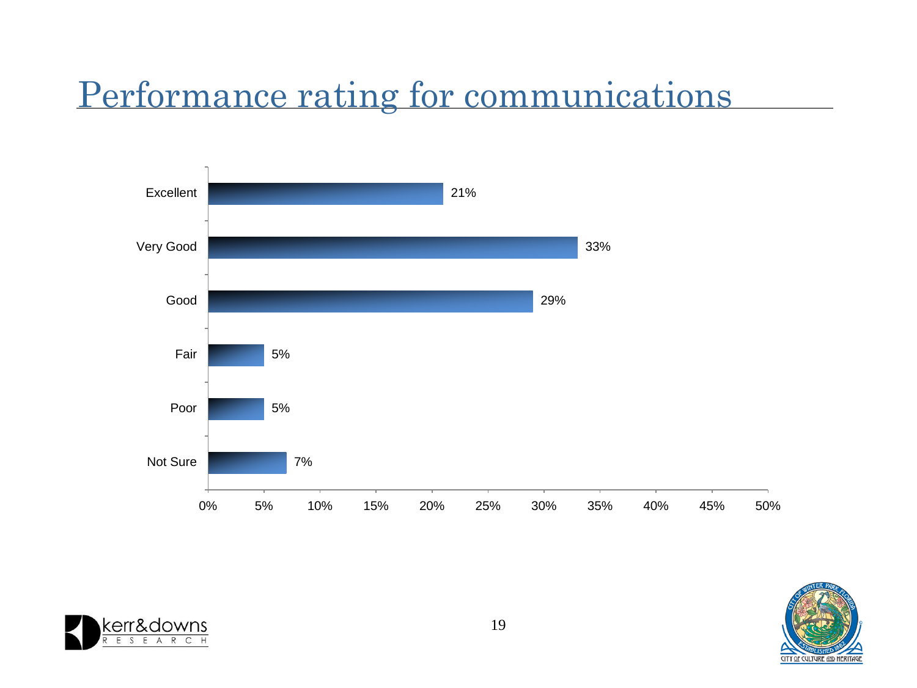# Performance rating for communications

| Rating | Percentage |
|---|---|
| Excellent | 21% |
| Very Good | 33% |
| Good | 29% |
| Fair | 5% |
| Poor | 5% |
| Not Sure | 7% |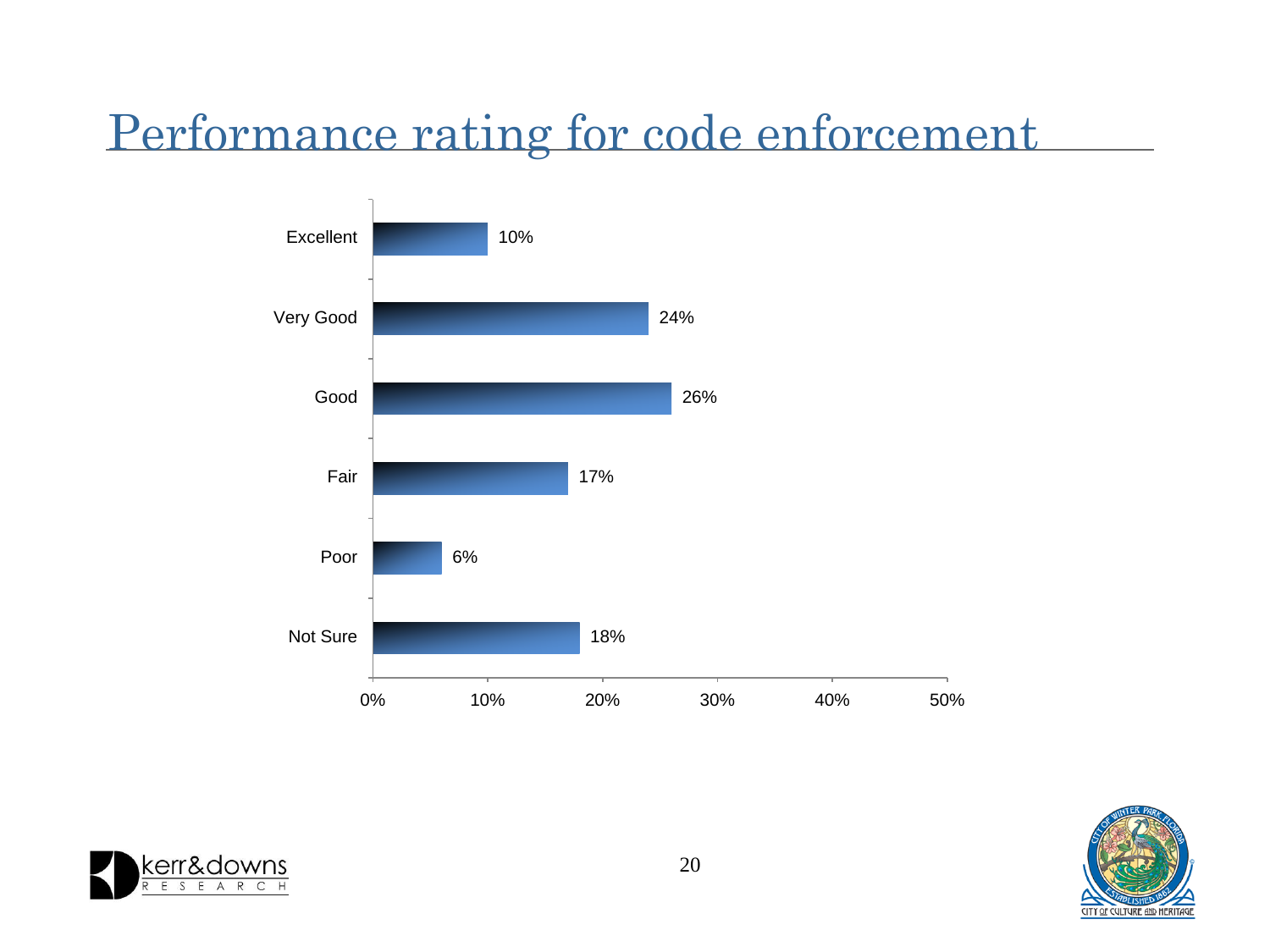# Performance rating for code enforcement

| Rating | Percent |
|---|---|
| Excellent | 10% |
| Very Good | 24% |
| Good | 26% |
| Fair | 17% |
| Poor | 6% |
| Not Sure | 18% |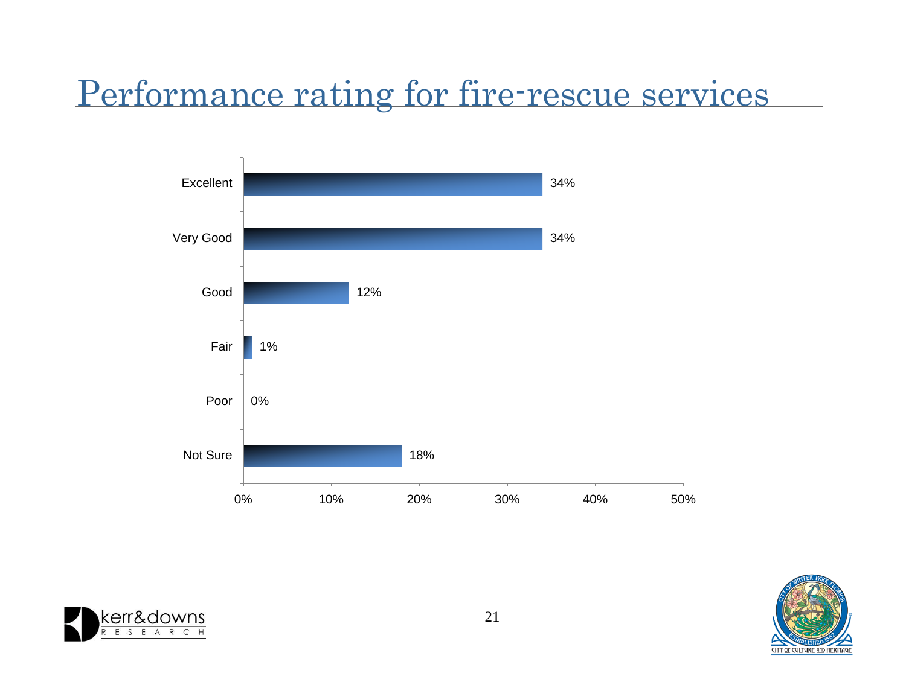# Performance rating for fire-rescue services

| Rating | Percent |
|---|---|
| Excellent | 34% |
| Very Good | 34% |
| Good | 12% |
| Fair | 1% |
| Poor | 0% |
| Not Sure | 18% |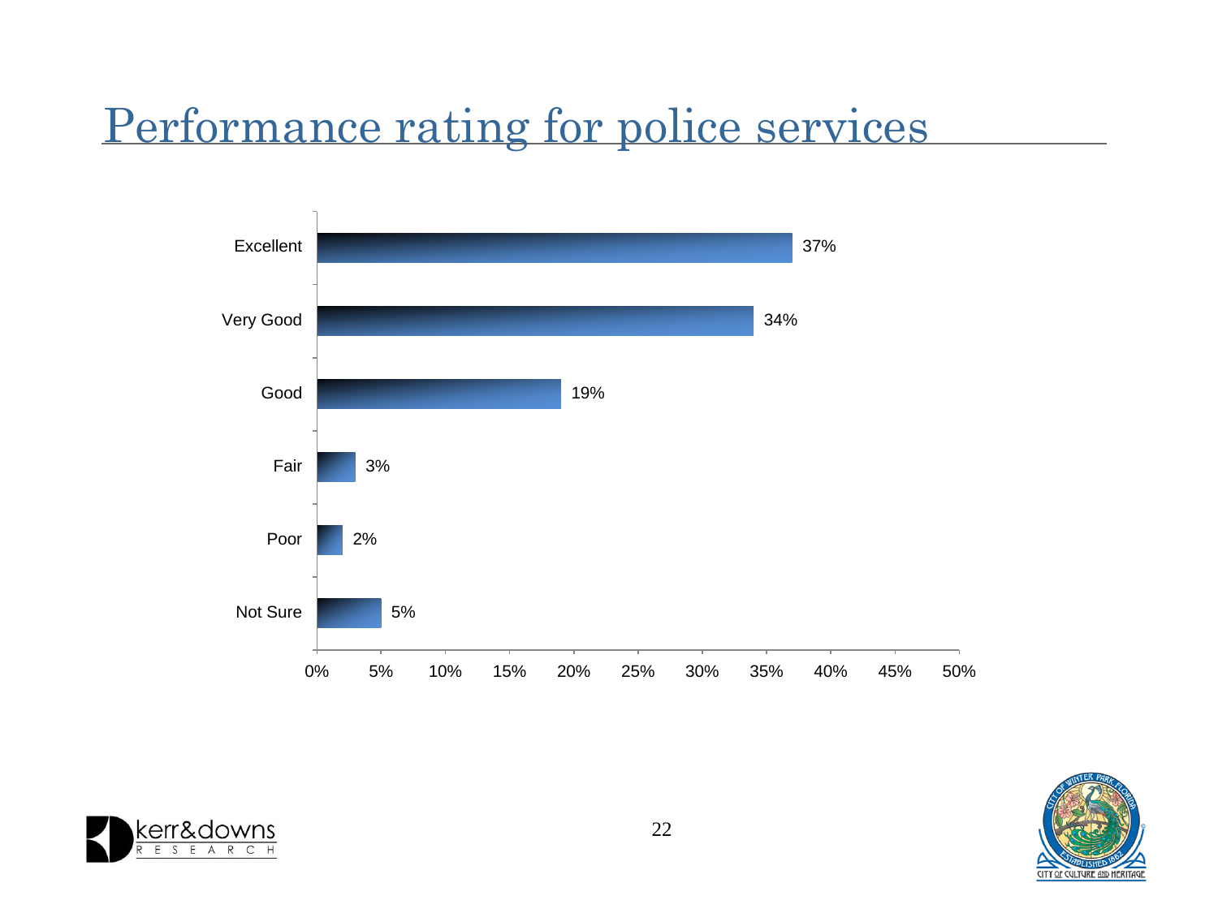# Performance rating for police services

| Rating | Percent |
|---|---|
| Excellent | 37% |
| Very Good | 34% |
| Good | 19% |
| Fair | 3% |
| Poor | 2% |
| Not Sure | 5% |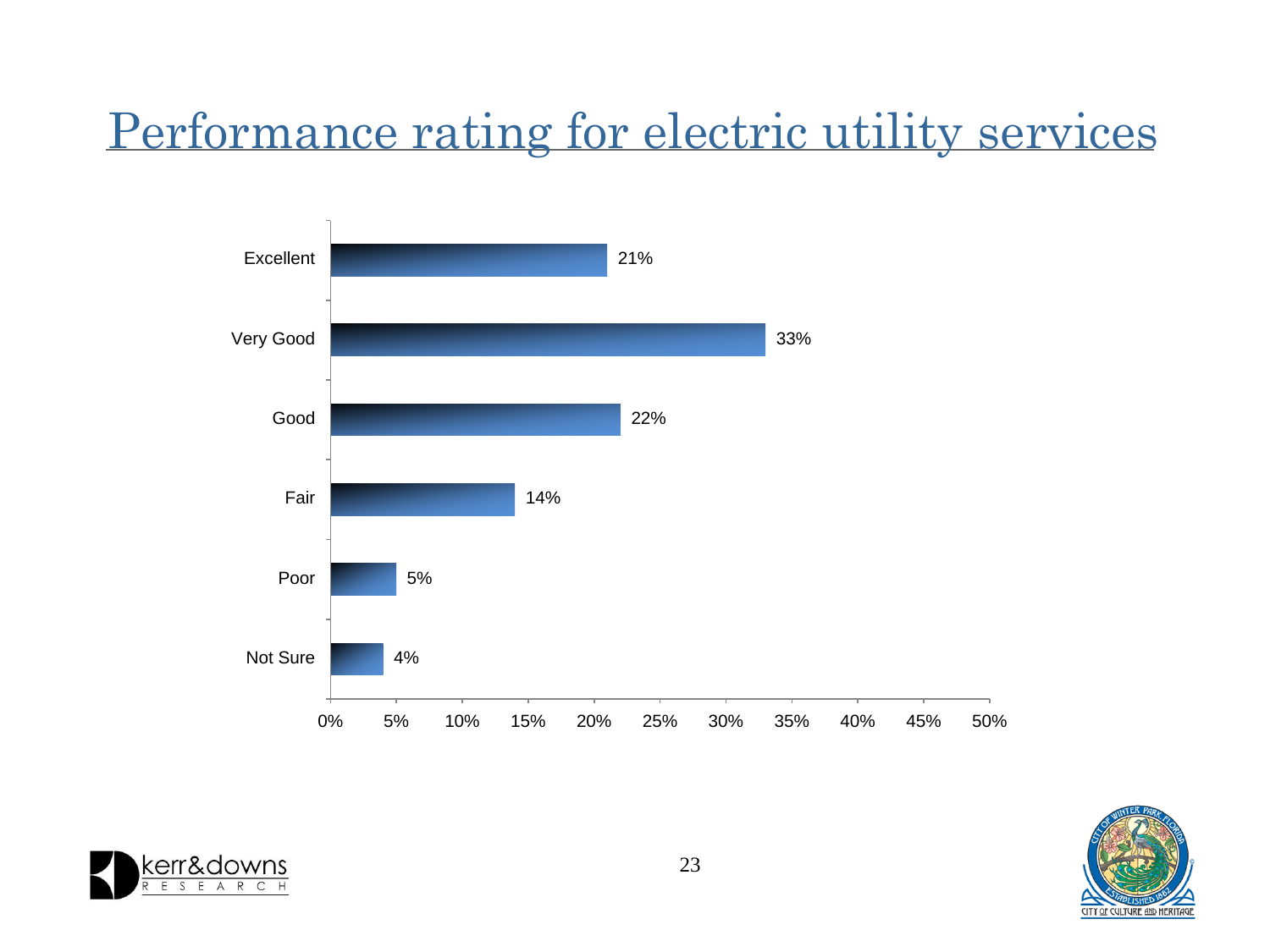# Performance rating for electric utility services

| Rating | Percent |
|---|---|
| Excellent | 21% |
| Very Good | 33% |
| Good | 22% |
| Fair | 14% |
| Poor | 5% |
| Not Sure | 4% |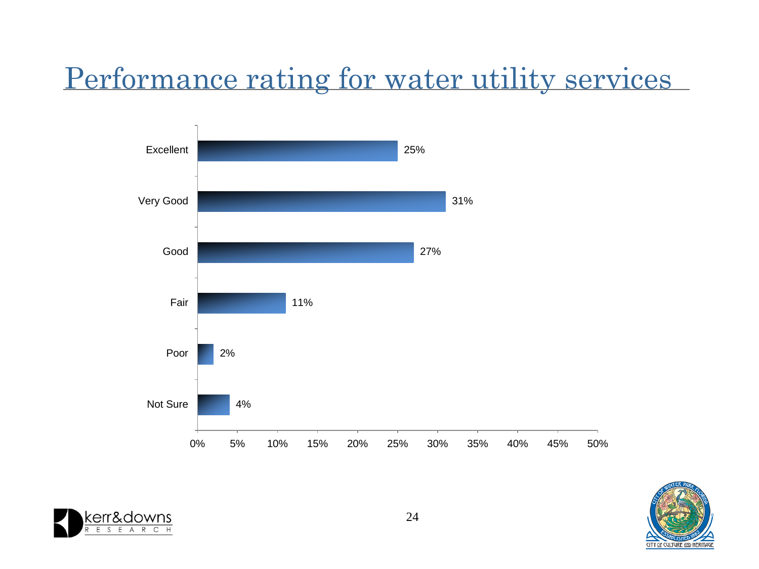# Performance rating for water utility services

| Rating | Percentage |
|---|---|
| Excellent | 25% |
| Very Good | 31% |
| Good | 27% |
| Fair | 11% |
| Poor | 2% |
| Not Sure | 4% |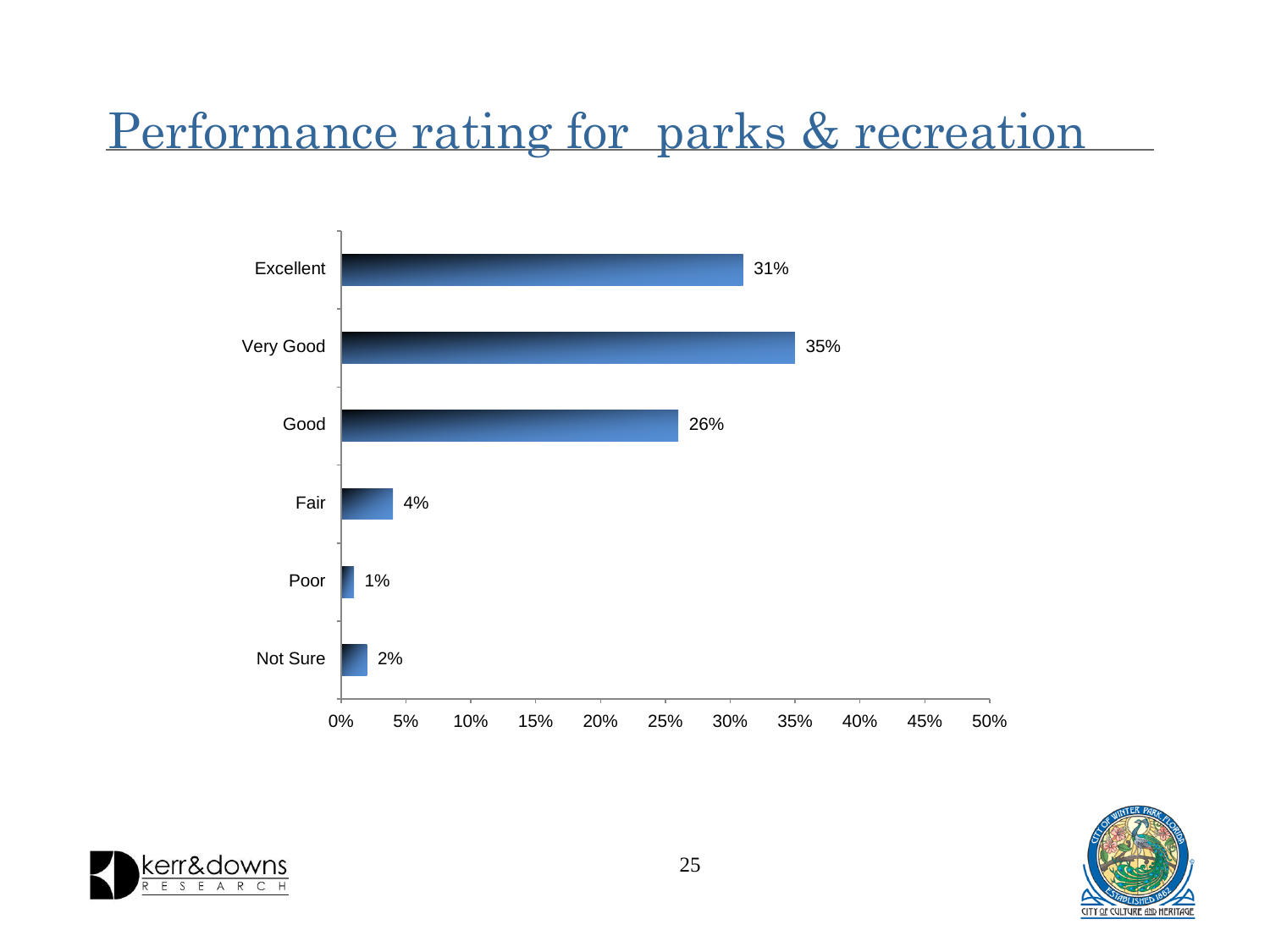# Performance rating for parks & recreation

| Rating | Percent |
|---|---|
| Excellent | 31% |
| Very Good | 35% |
| Good | 26% |
| Fair | 4% |
| Poor | 1% |
| Not Sure | 2% |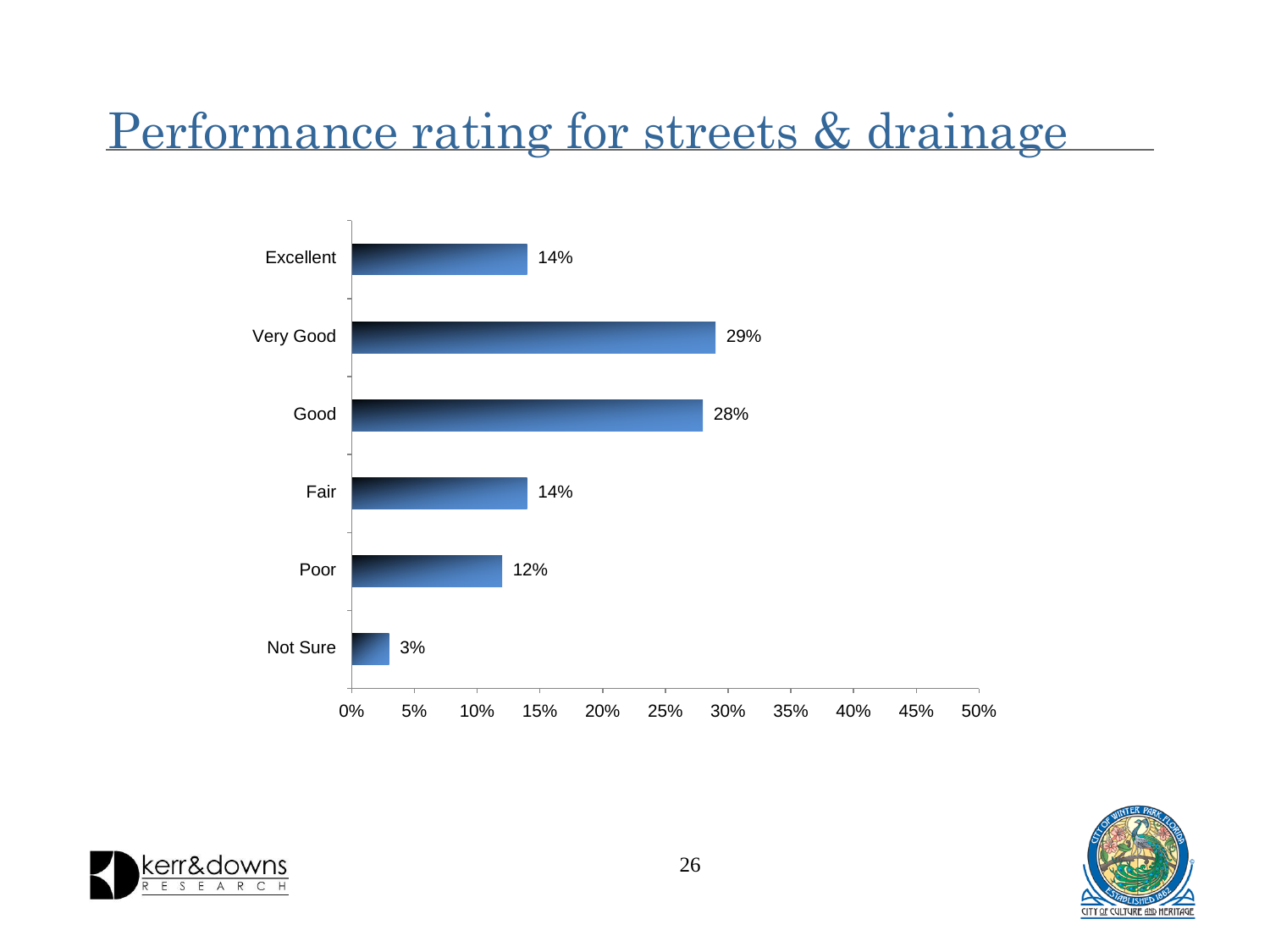# Performance rating for streets & drainage

| Rating | Percent |
|---|---|
| Excellent | 14% |
| Very Good | 29% |
| Good | 28% |
| Fair | 14% |
| Poor | 12% |
| Not Sure | 3% |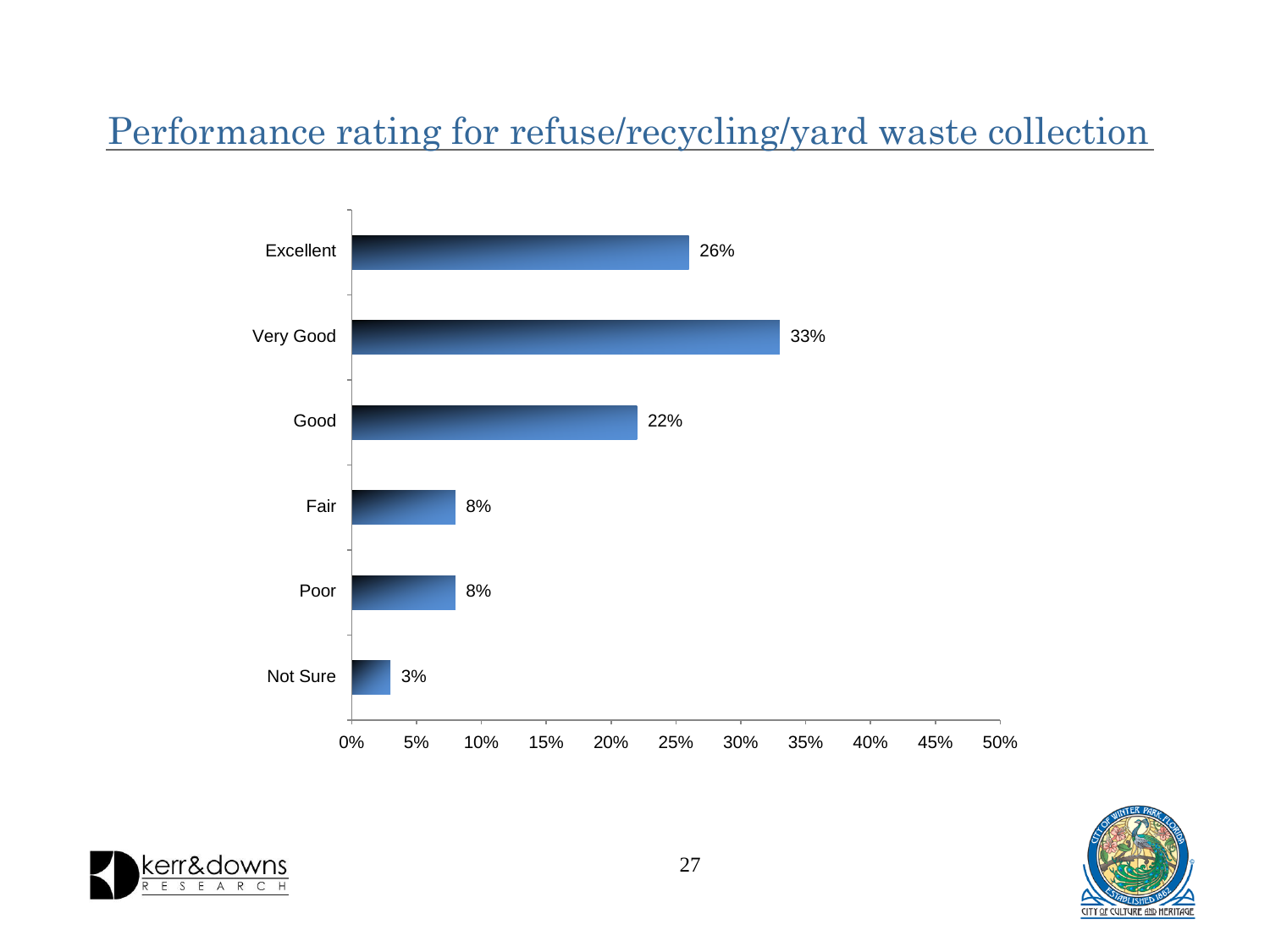# Performance rating for refuse/recycling/yard waste collection

| Rating | Percent |
| --- | --- |
| Excellent | 26% |
| Very Good | 33% |
| Good | 22% |
| Fair | 8% |
| Poor | 8% |
| Not Sure | 3% |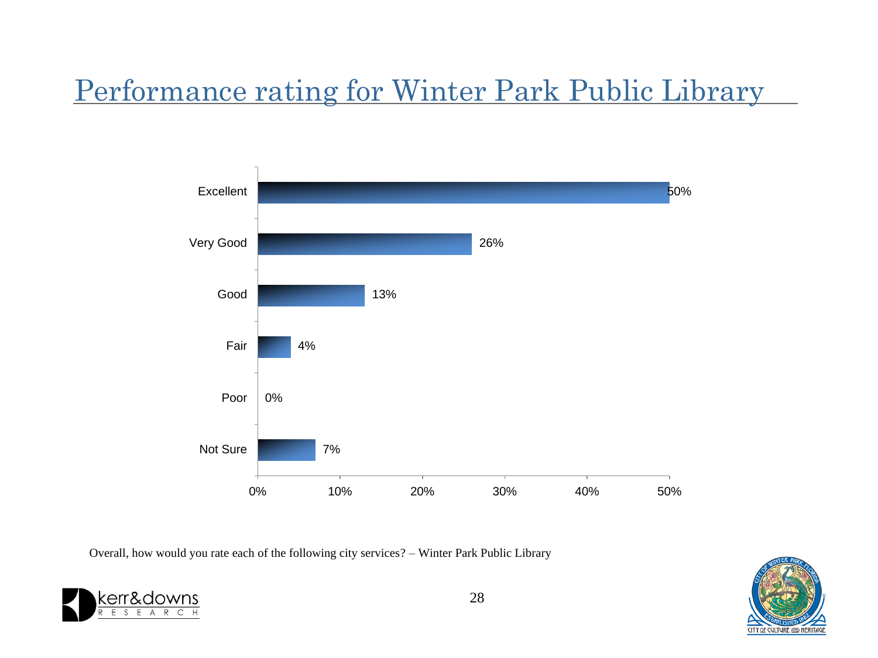# Performance rating for Winter Park Public Library

| Rating | Percent |
| --- | --- |
| Excellent | 50% |
| Very Good | 26% |
| Good | 13% |
| Fair | 4% |
| Poor | 0% |
| Not Sure | 7% |

Overall, how would you rate each of the following city services? – Winter Park Public Library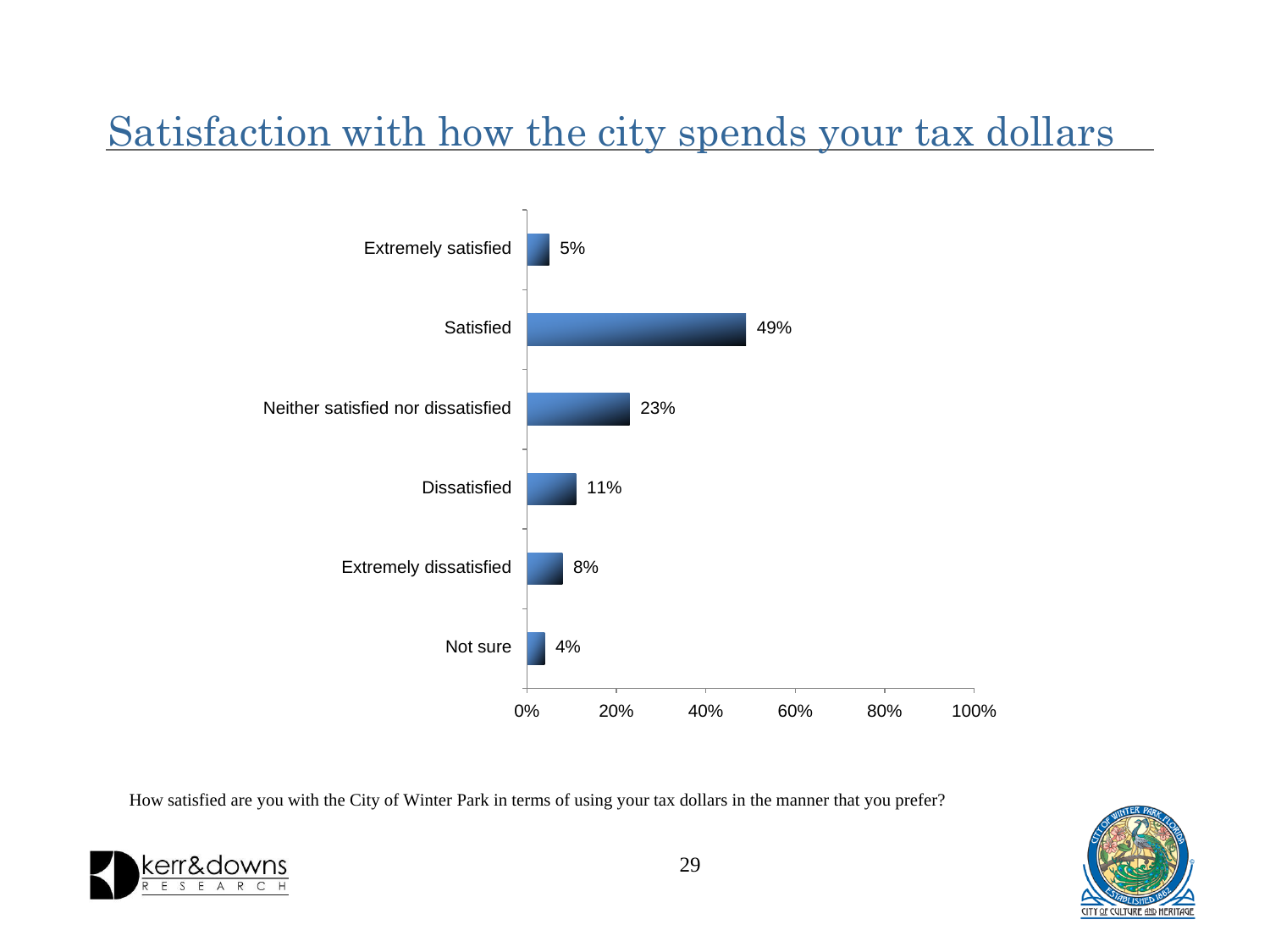# Satisfaction with how the city spends your tax dollars

| Response | Percent |
|---|---|
| Extremely satisfied | 5% |
| Satisfied | 49% |
| Neither satisfied nor dissatisfied | 23% |
| Dissatisfied | 11% |
| Extremely dissatisfied | 8% |
| Not sure | 4% |

How satisfied are you with the City of Winter Park in terms of using your tax dollars in the manner that you prefer?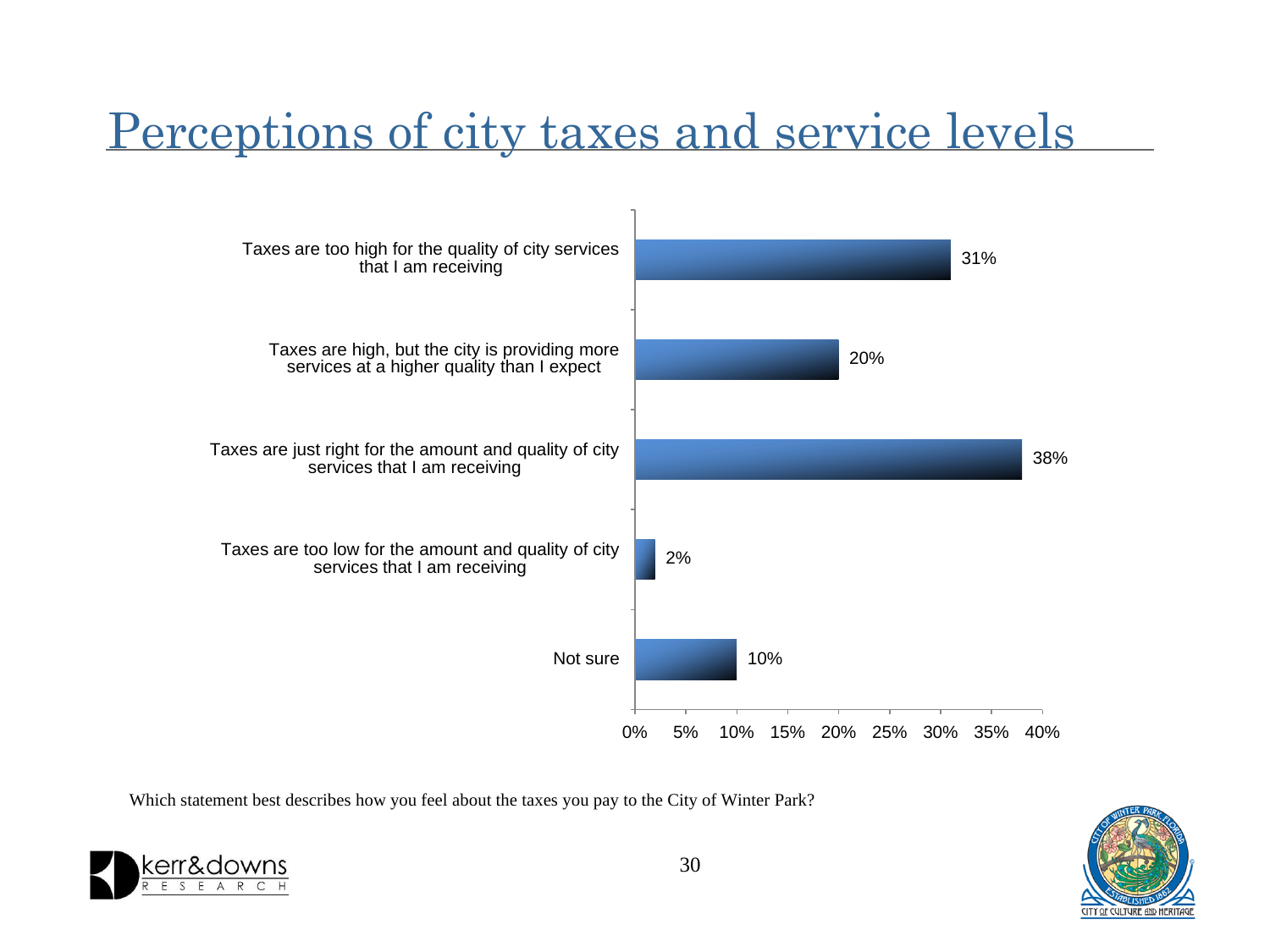# Perceptions of city taxes and service levels

| Statement | Percent |
| --- | --- |
| Taxes are too high for the quality of city services that I am receiving | 31% |
| Taxes are high, but the city is providing more services at a higher quality than I expect | 20% |
| Taxes are just right for the amount and quality of city services that I am receiving | 38% |
| Taxes are too low for the amount and quality of city services that I am receiving | 2% |
| Not sure | 10% |

Which statement best describes how you feel about the taxes you pay to the City of Winter Park?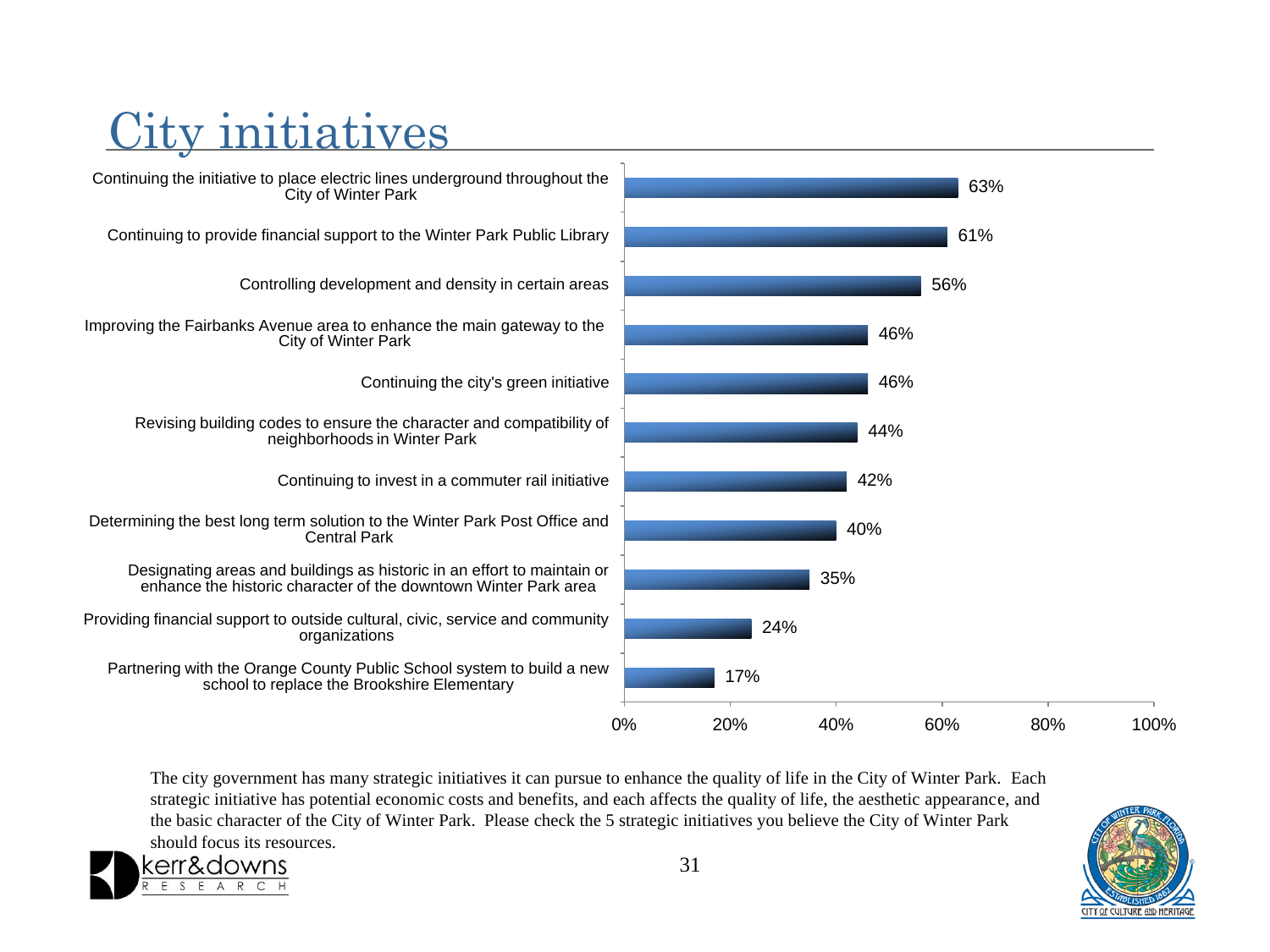# City initiatives

| Initiative | Percent |
| --- | --- |
| Continuing the initiative to place electric lines underground throughout the City of Winter Park | 63% |
| Continuing to provide financial support to the Winter Park Public Library | 61% |
| Controlling development and density in certain areas | 56% |
| Improving the Fairbanks Avenue area to enhance the main gateway to the City of Winter Park | 46% |
| Continuing the city's green initiative | 46% |
| Revising building codes to ensure the character and compatibility of neighborhoods in Winter Park | 44% |
| Continuing to invest in a commuter rail initiative | 42% |
| Determining the best long term solution to the Winter Park Post Office and Central Park | 40% |
| Designating areas and buildings as historic in an effort to maintain or enhance the historic character of the downtown Winter Park area | 35% |
| Providing financial support to outside cultural, civic, service and community organizations | 24% |
| Partnering with the Orange County Public School system to build a new school to replace the Brookshire Elementary | 17% |

The city government has many strategic initiatives it can pursue to enhance the quality of life in the City of Winter Park. Each strategic initiative has potential economic costs and benefits, and each affects the quality of life, the aesthetic appearance, and the basic character of the City of Winter Park. Please check the 5 strategic initiatives you believe the City of Winter Park should focus its resources.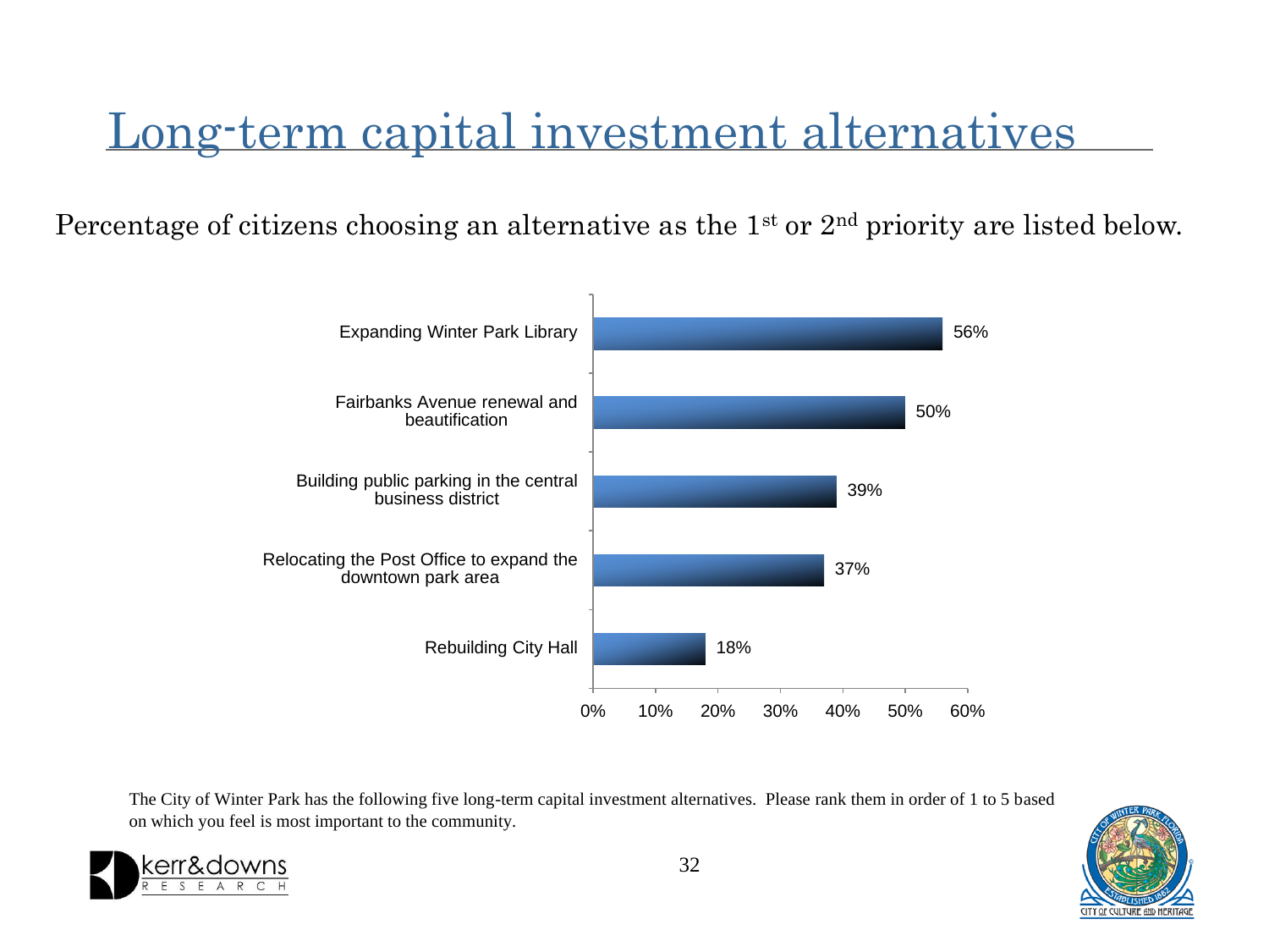# Long-term capital investment alternatives

Percentage of citizens choosing an alternative as the 1st or 2nd priority are listed below.

| Alternative | Percentage |
| --- | --- |
| Expanding Winter Park Library | 56% |
| Fairbanks Avenue renewal and beautification | 50% |
| Building public parking in the central business district | 39% |
| Relocating the Post Office to expand the downtown park area | 37% |
| Rebuilding City Hall | 18% |

The City of Winter Park has the following five long-term capital investment alternatives. Please rank them in order of 1 to 5 based on which you feel is most important to the community.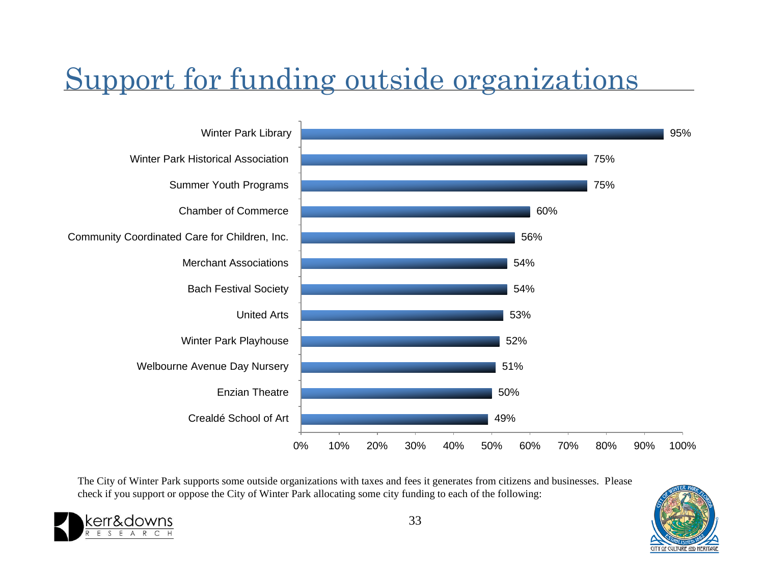# Support for funding outside organizations

| Organization | Support |
|---|---|
| Winter Park Library | 95% |
| Winter Park Historical Association | 75% |
| Summer Youth Programs | 75% |
| Chamber of Commerce | 60% |
| Community Coordinated Care for Children, Inc. | 56% |
| Merchant Associations | 54% |
| Bach Festival Society | 54% |
| United Arts | 53% |
| Winter Park Playhouse | 52% |
| Welbourne Avenue Day Nursery | 51% |
| Enzian Theatre | 50% |
| Crealdé School of Art | 49% |

The City of Winter Park supports some outside organizations with taxes and fees it generates from citizens and businesses. Please check if you support or oppose the City of Winter Park allocating some city funding to each of the following: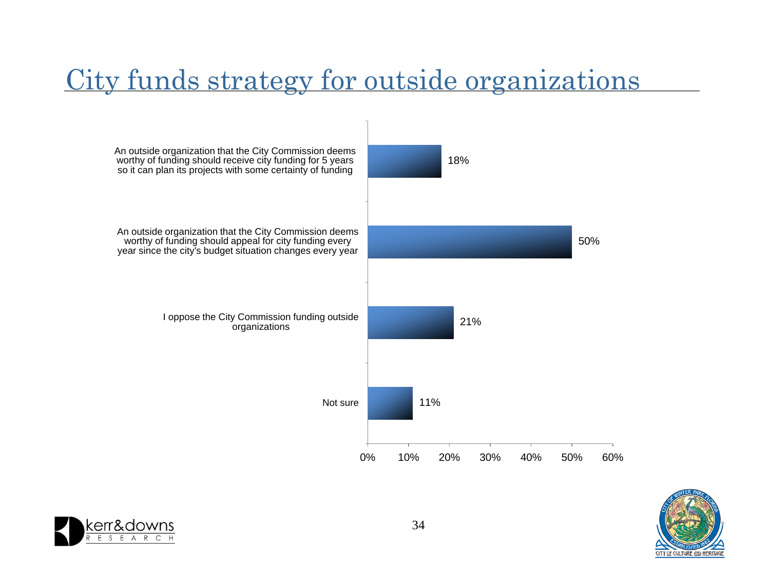# City funds strategy for outside organizations

| Response | Percent |
| --- | --- |
| An outside organization that the City Commission deems worthy of funding should receive city funding for 5 years so it can plan its projects with some certainty of funding | 18% |
| An outside organization that the City Commission deems worthy of funding should appeal for city funding every year since the city's budget situation changes every year | 50% |
| I oppose the City Commission funding outside organizations | 21% |
| Not sure | 11% |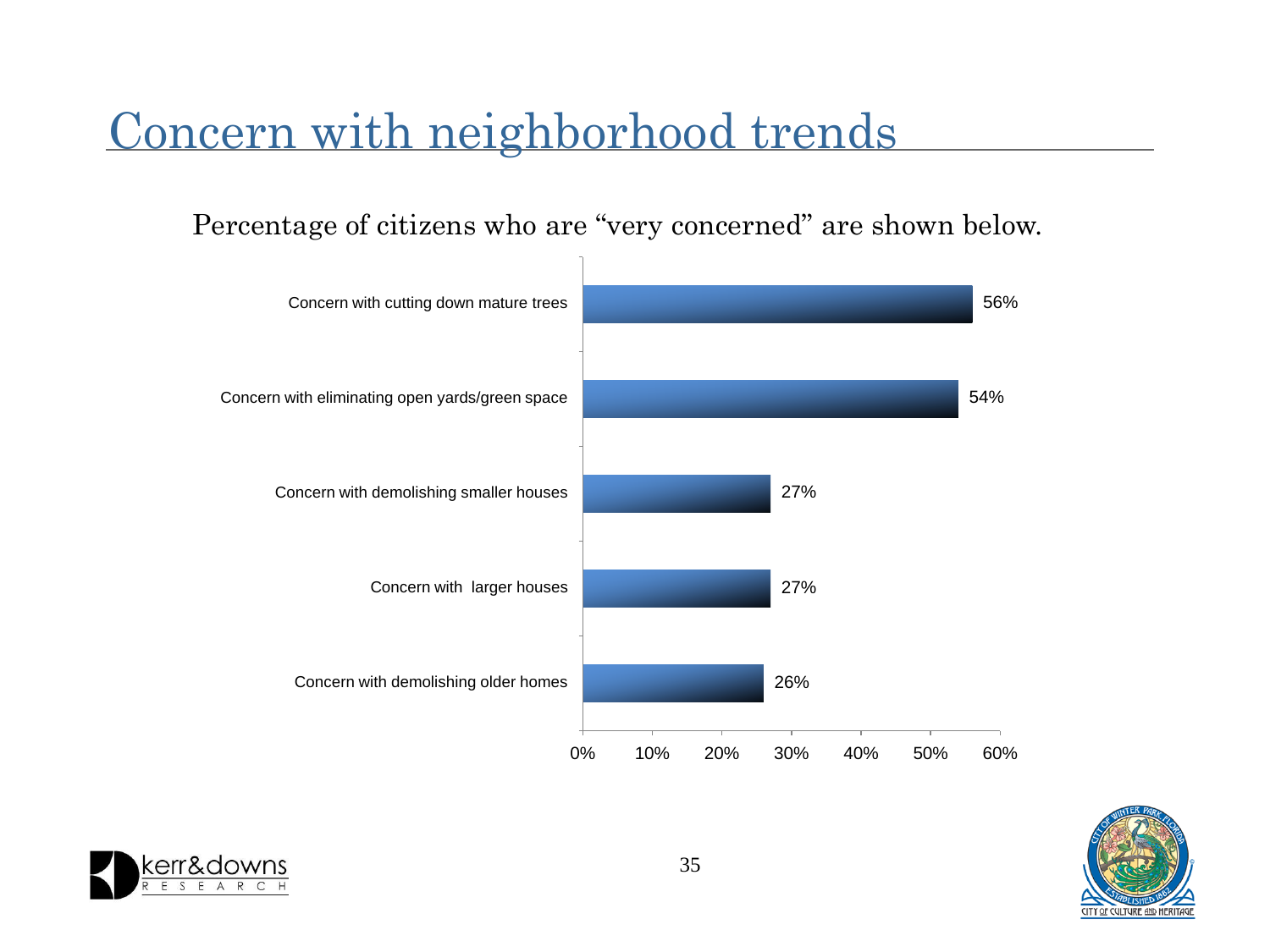# Concern with neighborhood trends

Percentage of citizens who are "very concerned" are shown below.

| Concern | Percentage |
| --- | --- |
| Concern with cutting down mature trees | 56% |
| Concern with eliminating open yards/green space | 54% |
| Concern with demolishing smaller houses | 27% |
| Concern with larger houses | 27% |
| Concern with demolishing older homes | 26% |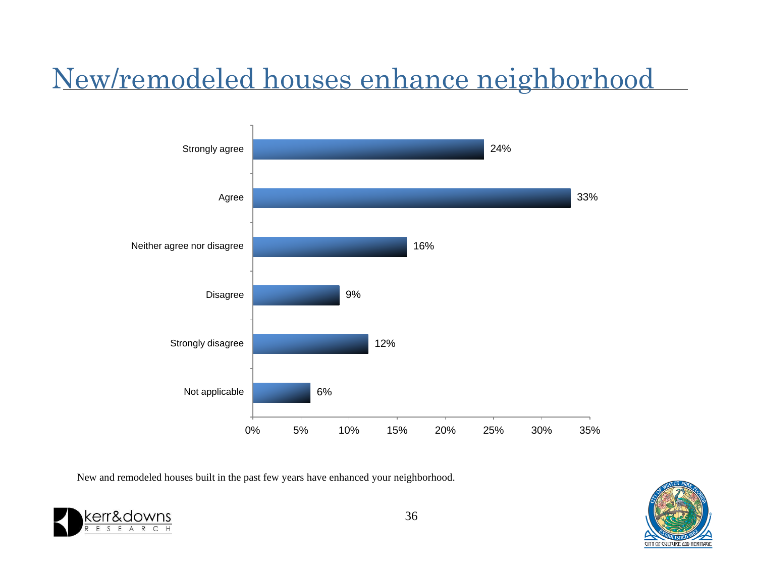# New/remodeled houses enhance neighborhood

| Response | Percent |
|---|---|
| Strongly agree | 24% |
| Agree | 33% |
| Neither agree nor disagree | 16% |
| Disagree | 9% |
| Strongly disagree | 12% |
| Not applicable | 6% |

New and remodeled houses built in the past few years have enhanced your neighborhood.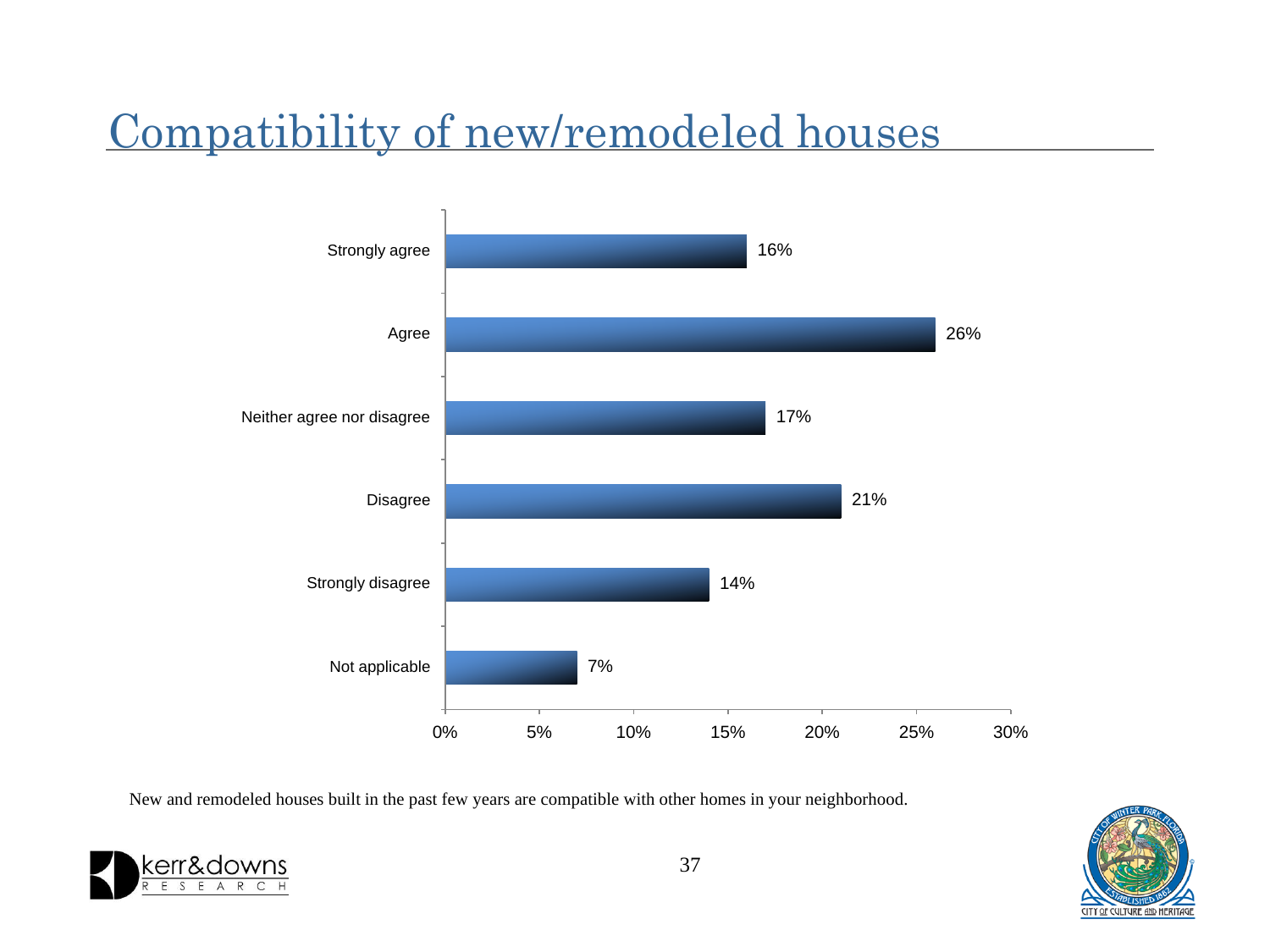# Compatibility of new/remodeled houses

| Response | Percent |
| --- | --- |
| Strongly agree | 16% |
| Agree | 26% |
| Neither agree nor disagree | 17% |
| Disagree | 21% |
| Strongly disagree | 14% |
| Not applicable | 7% |

New and remodeled houses built in the past few years are compatible with other homes in your neighborhood.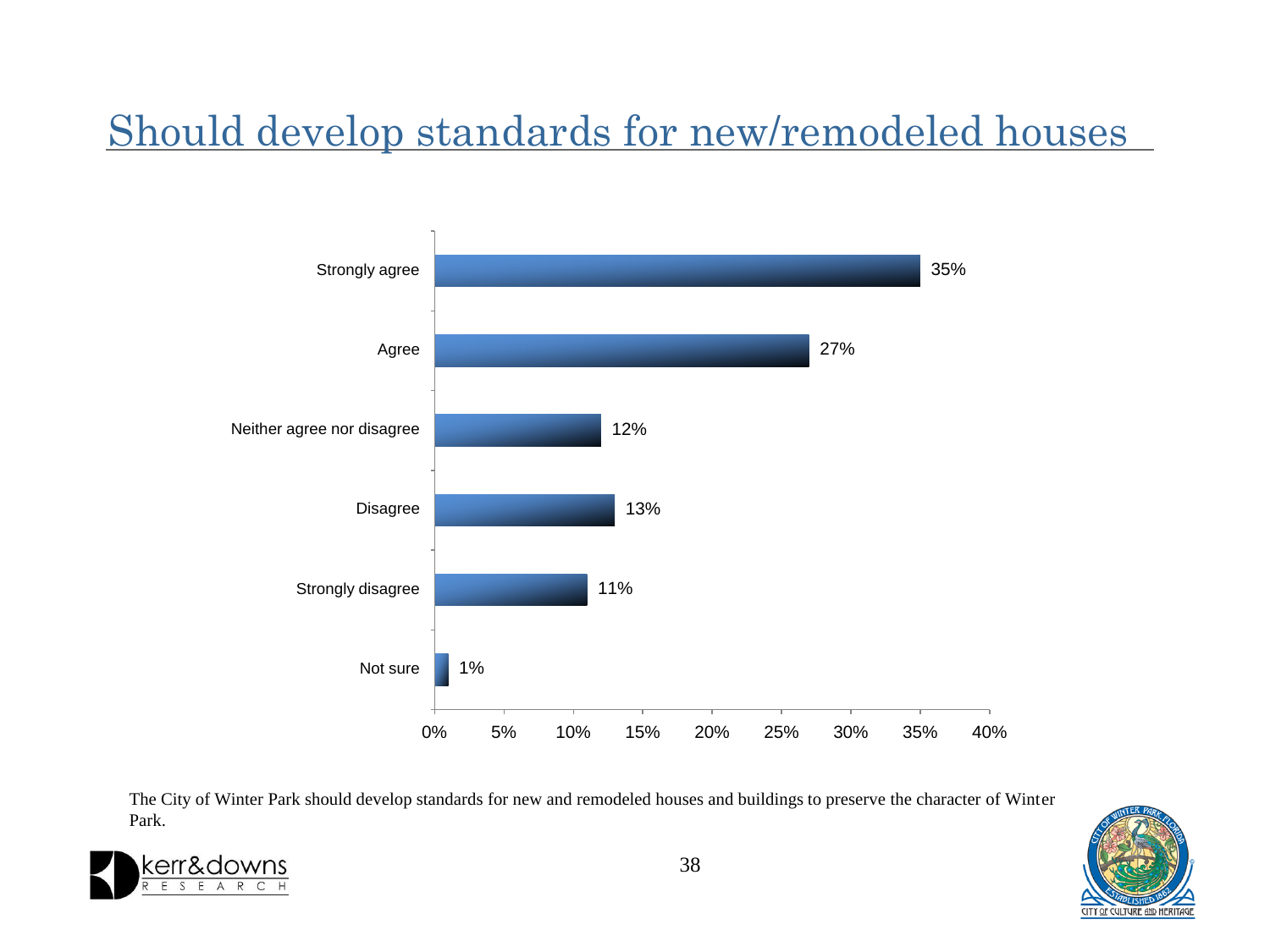# Should develop standards for new/remodeled houses

| Response | Percent |
|---|---|
| Strongly agree | 35% |
| Agree | 27% |
| Neither agree nor disagree | 12% |
| Disagree | 13% |
| Strongly disagree | 11% |
| Not sure | 1% |

The City of Winter Park should develop standards for new and remodeled houses and buildings to preserve the character of Winter Park.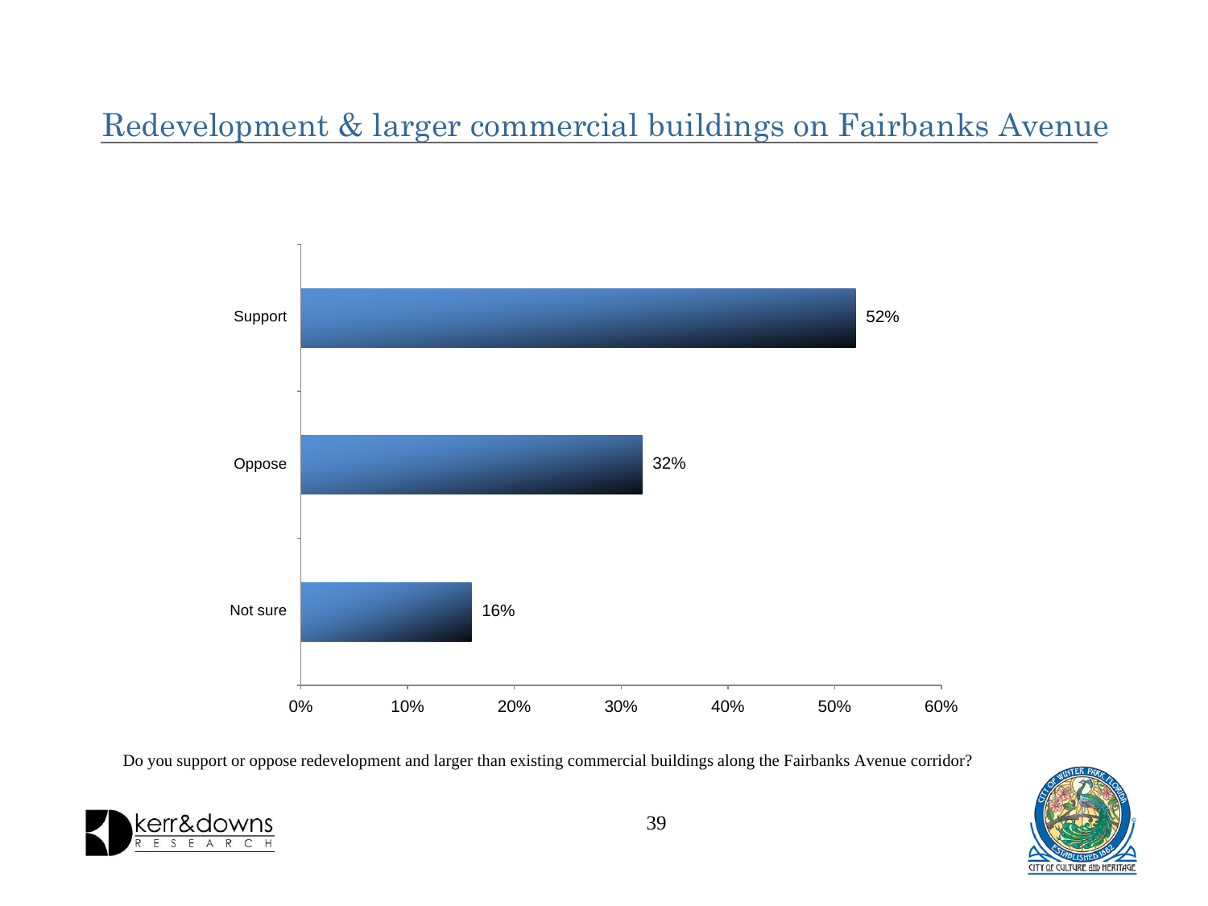# Redevelopment & larger commercial buildings on Fairbanks Avenue

| Response | Percent |
|---|---|
| Support | 52% |
| Oppose | 32% |
| Not sure | 16% |

Do you support or oppose redevelopment and larger than existing commercial buildings along the Fairbanks Avenue corridor?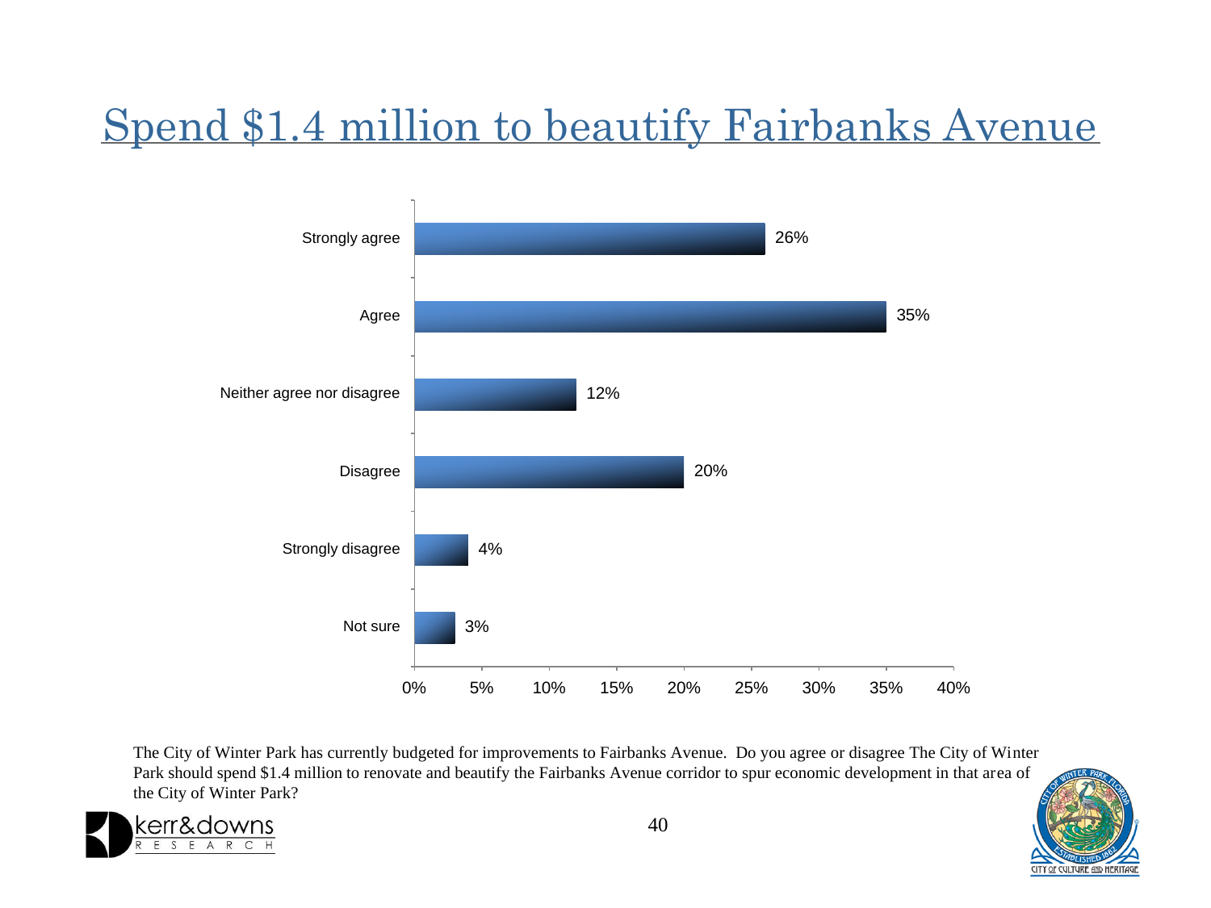# Spend $1.4 million to beautify Fairbanks Avenue

| Response | Percent |
|---|---|
| Strongly agree | 26% |
| Agree | 35% |
| Neither agree nor disagree | 12% |
| Disagree | 20% |
| Strongly disagree | 4% |
| Not sure | 3% |

The City of Winter Park has currently budgeted for improvements to Fairbanks Avenue. Do you agree or disagree The City of Winter Park should spend $1.4 million to renovate and beautify the Fairbanks Avenue corridor to spur economic development in that area of the City of Winter Park?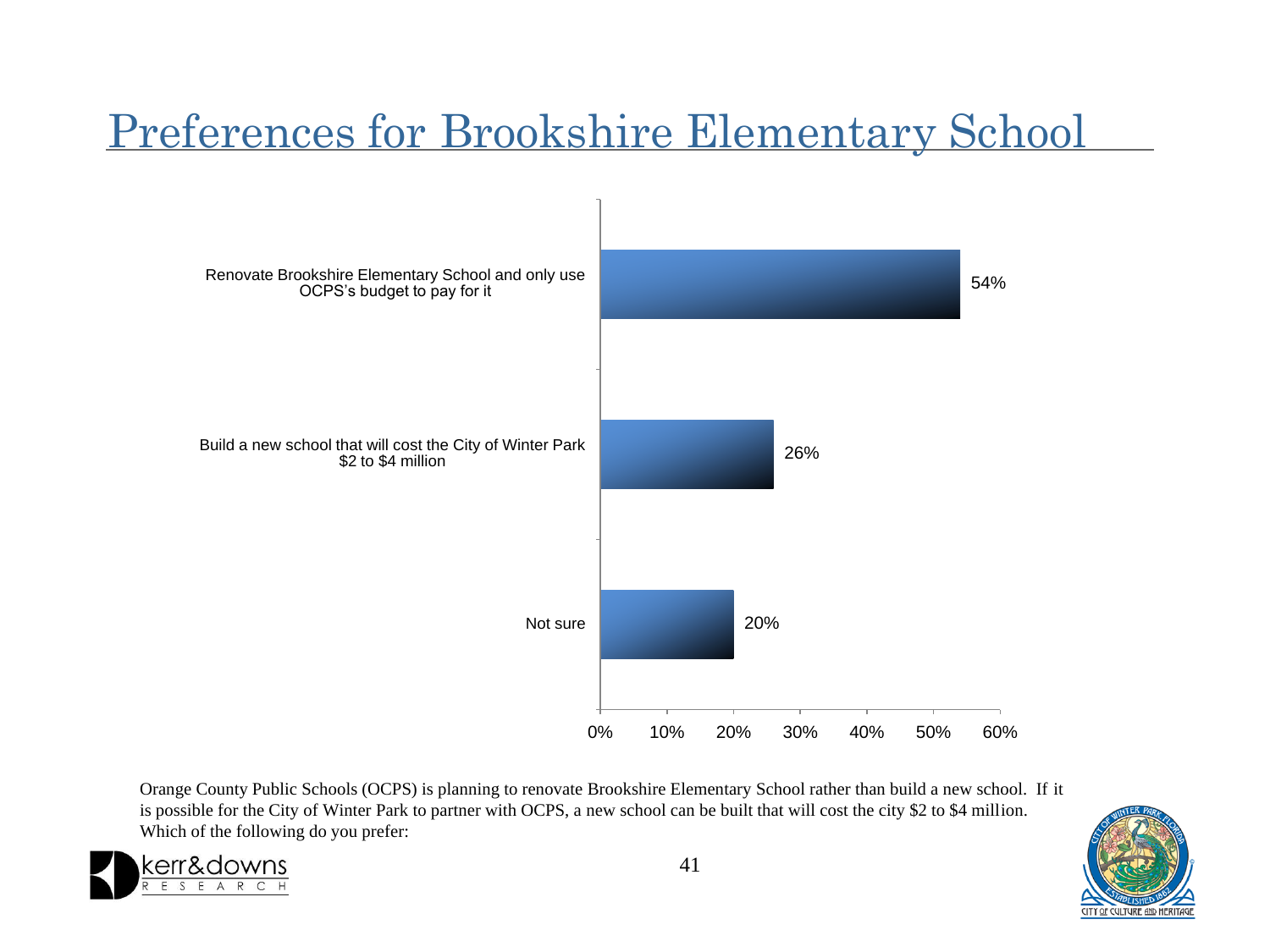# Preferences for Brookshire Elementary School

| Response | Percent |
| --- | --- |
| Renovate Brookshire Elementary School and only use OCPS's budget to pay for it | 54% |
| Build a new school that will cost the City of Winter Park $2 to $4 million | 26% |
| Not sure | 20% |

Orange County Public Schools (OCPS) is planning to renovate Brookshire Elementary School rather than build a new school. If it is possible for the City of Winter Park to partner with OCPS, a new school can be built that will cost the city $2 to $4 million. Which of the following do you prefer: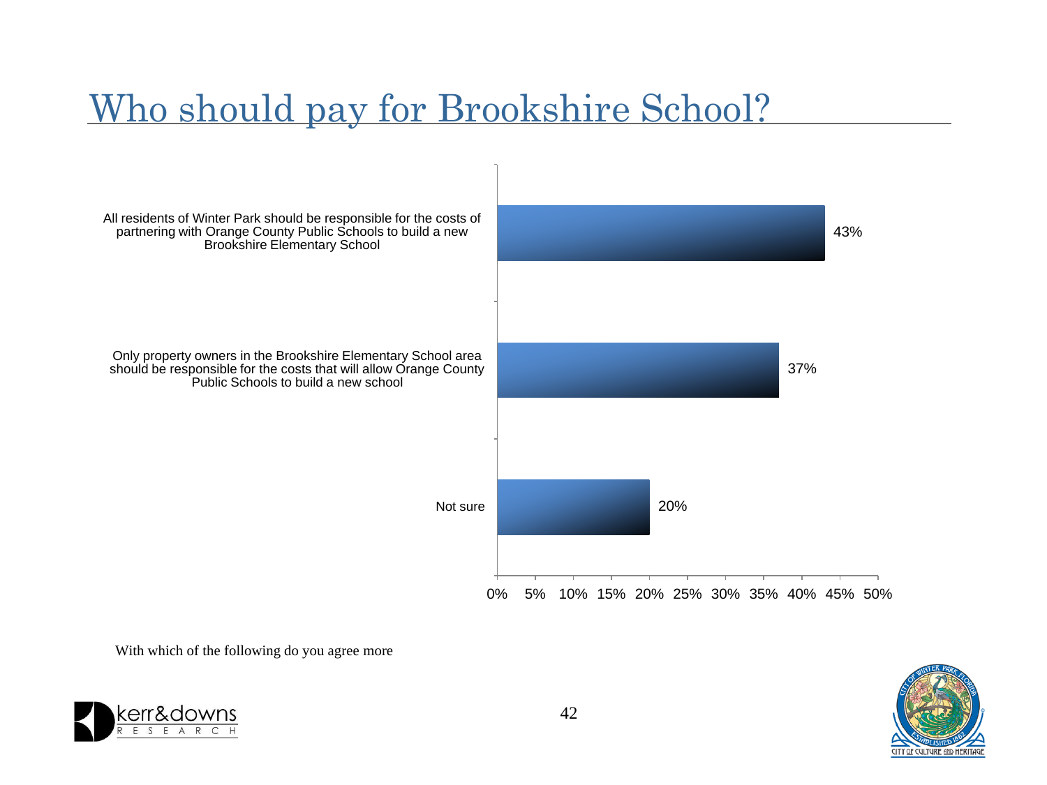# Who should pay for Brookshire School?

| Response | Percent |
| --- | --- |
| All residents of Winter Park should be responsible for the costs of partnering with Orange County Public Schools to build a new Brookshire Elementary School | 43% |
| Only property owners in the Brookshire Elementary School area should be responsible for the costs that will allow Orange County Public Schools to build a new school | 37% |
| Not sure | 20% |

With which of the following do you agree more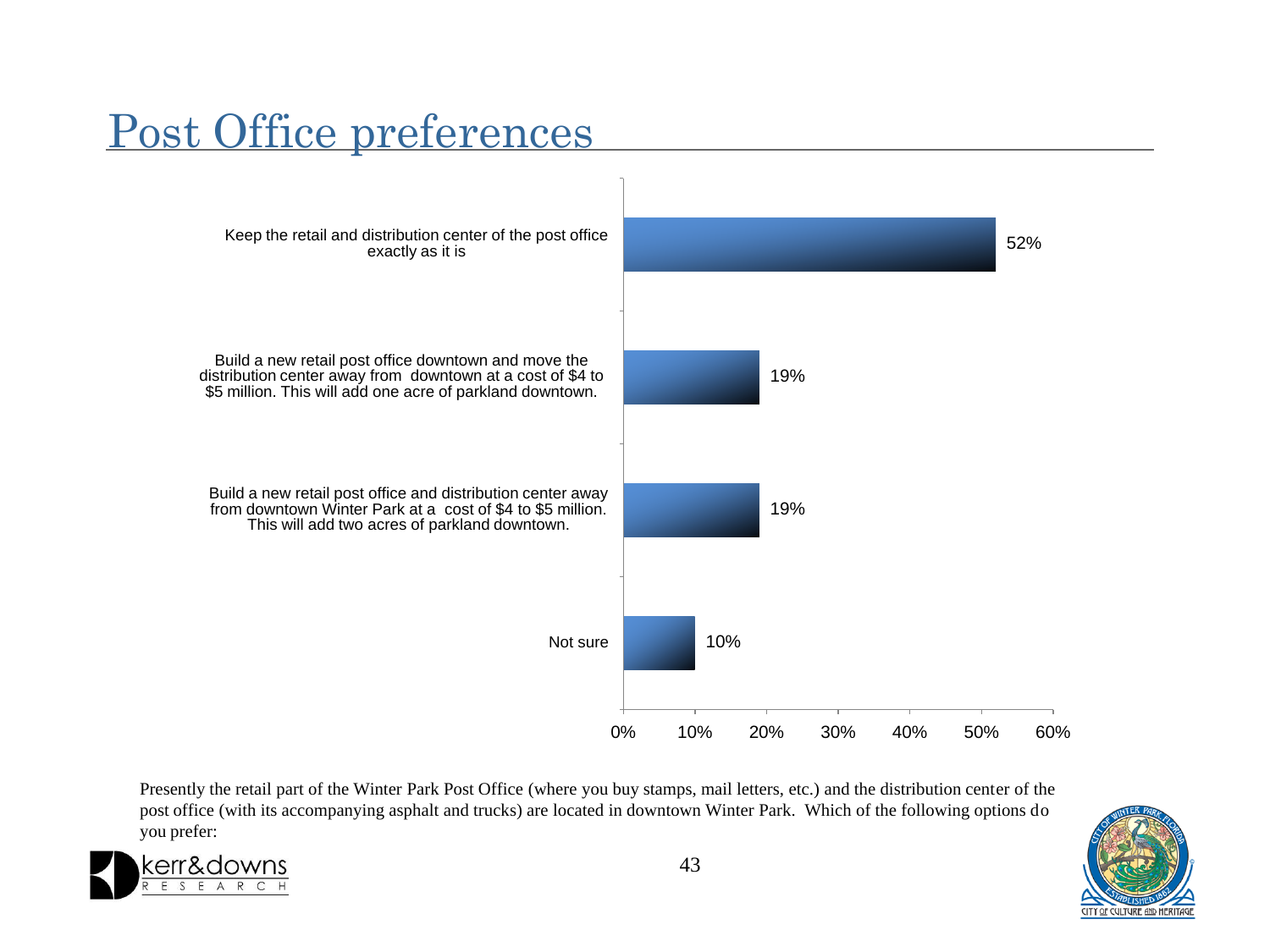# Post Office preferences

| Option | Percent |
| --- | --- |
| Keep the retail and distribution center of the post office exactly as it is | 52% |
| Build a new retail post office downtown and move the distribution center away from downtown at a cost of $4 to $5 million. This will add one acre of parkland downtown. | 19% |
| Build a new retail post office and distribution center away from downtown Winter Park at a cost of $4 to $5 million. This will add two acres of parkland downtown. | 19% |
| Not sure | 10% |

Presently the retail part of the Winter Park Post Office (where you buy stamps, mail letters, etc.) and the distribution center of the post office (with its accompanying asphalt and trucks) are located in downtown Winter Park. Which of the following options do you prefer: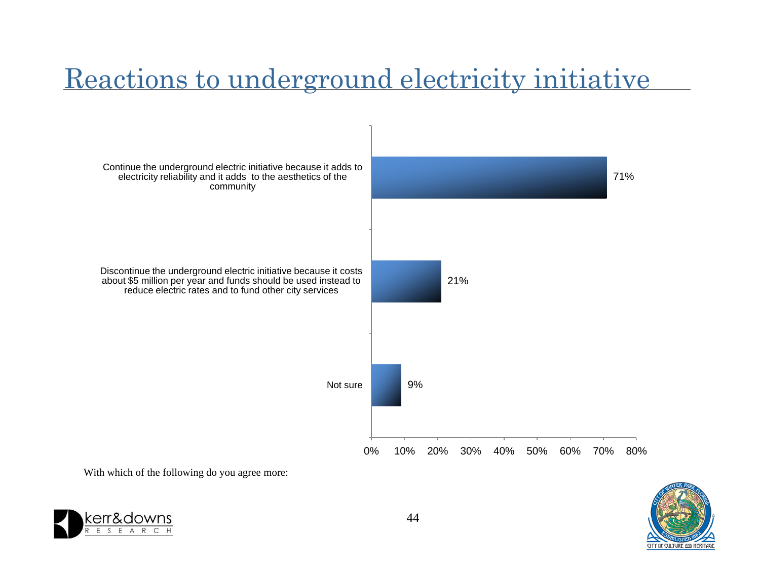# Reactions to underground electricity initiative

| Response | Percent |
| --- | --- |
| Continue the underground electric initiative because it adds to electricity reliability and it adds to the aesthetics of the community | 71% |
| Discontinue the underground electric initiative because it costs about $5 million per year and funds should be used instead to reduce electric rates and to fund other city services | 21% |
| Not sure | 9% |

With which of the following do you agree more: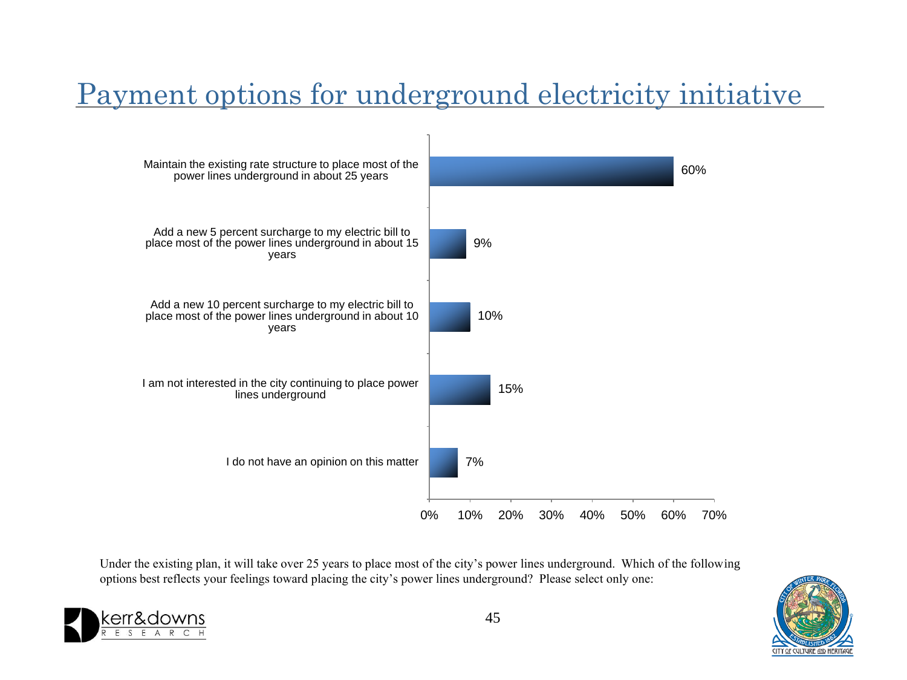# Payment options for underground electricity initiative

| Option | Percent |
|---|---|
| Maintain the existing rate structure to place most of the power lines underground in about 25 years | 60% |
| Add a new 5 percent surcharge to my electric bill to place most of the power lines underground in about 15 years | 9% |
| Add a new 10 percent surcharge to my electric bill to place most of the power lines underground in about 10 years | 10% |
| I am not interested in the city continuing to place power lines underground | 15% |
| I do not have an opinion on this matter | 7% |

Under the existing plan, it will take over 25 years to place most of the city's power lines underground. Which of the following options best reflects your feelings toward placing the city's power lines underground? Please select only one: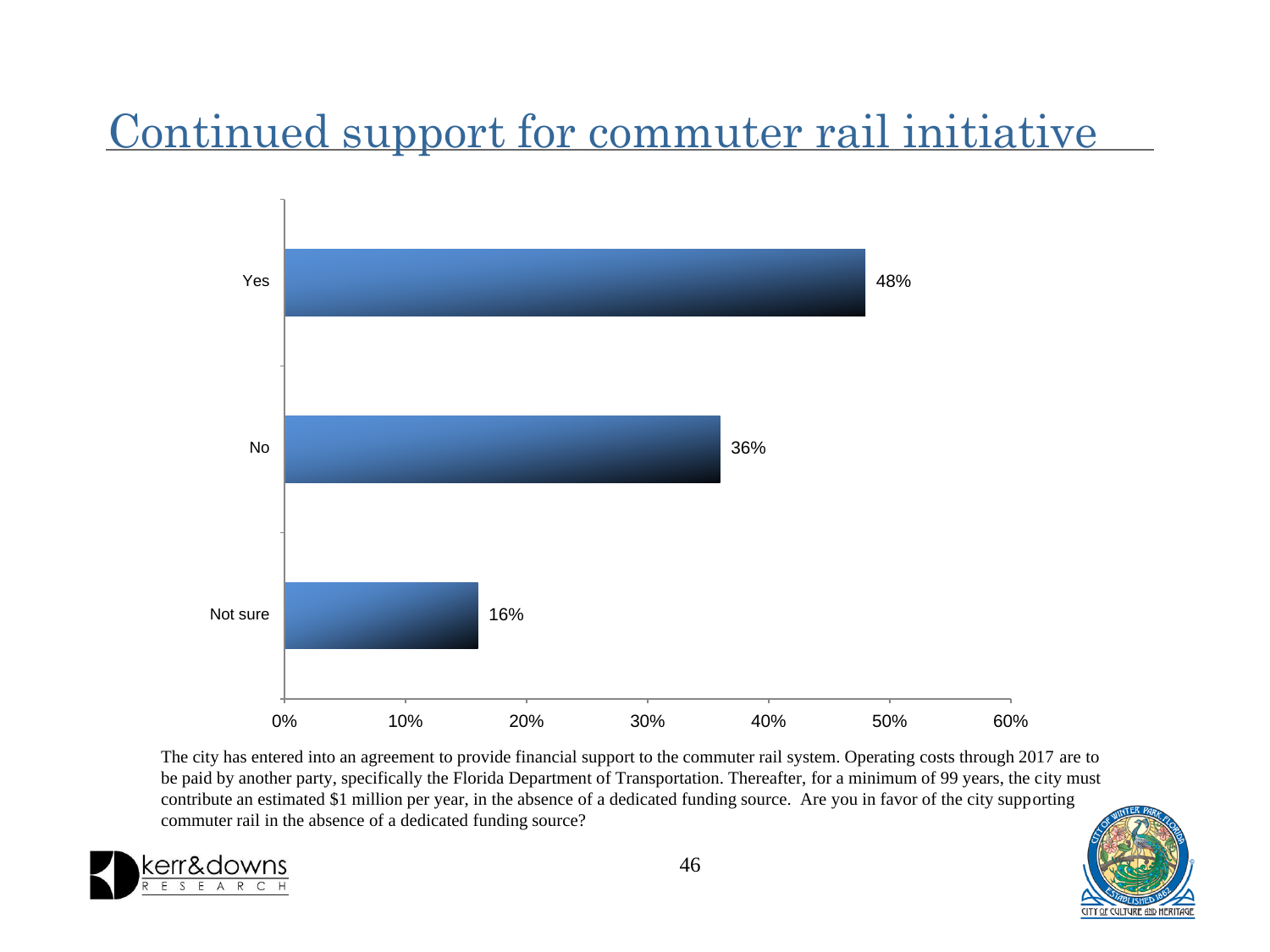# Continued support for commuter rail initiative

| Response | Percent |
|---|---|
| Yes | 48% |
| No | 36% |
| Not sure | 16% |

The city has entered into an agreement to provide financial support to the commuter rail system. Operating costs through 2017 are to be paid by another party, specifically the Florida Department of Transportation. Thereafter, for a minimum of 99 years, the city must contribute an estimated $1 million per year, in the absence of a dedicated funding source. Are you in favor of the city supporting commuter rail in the absence of a dedicated funding source?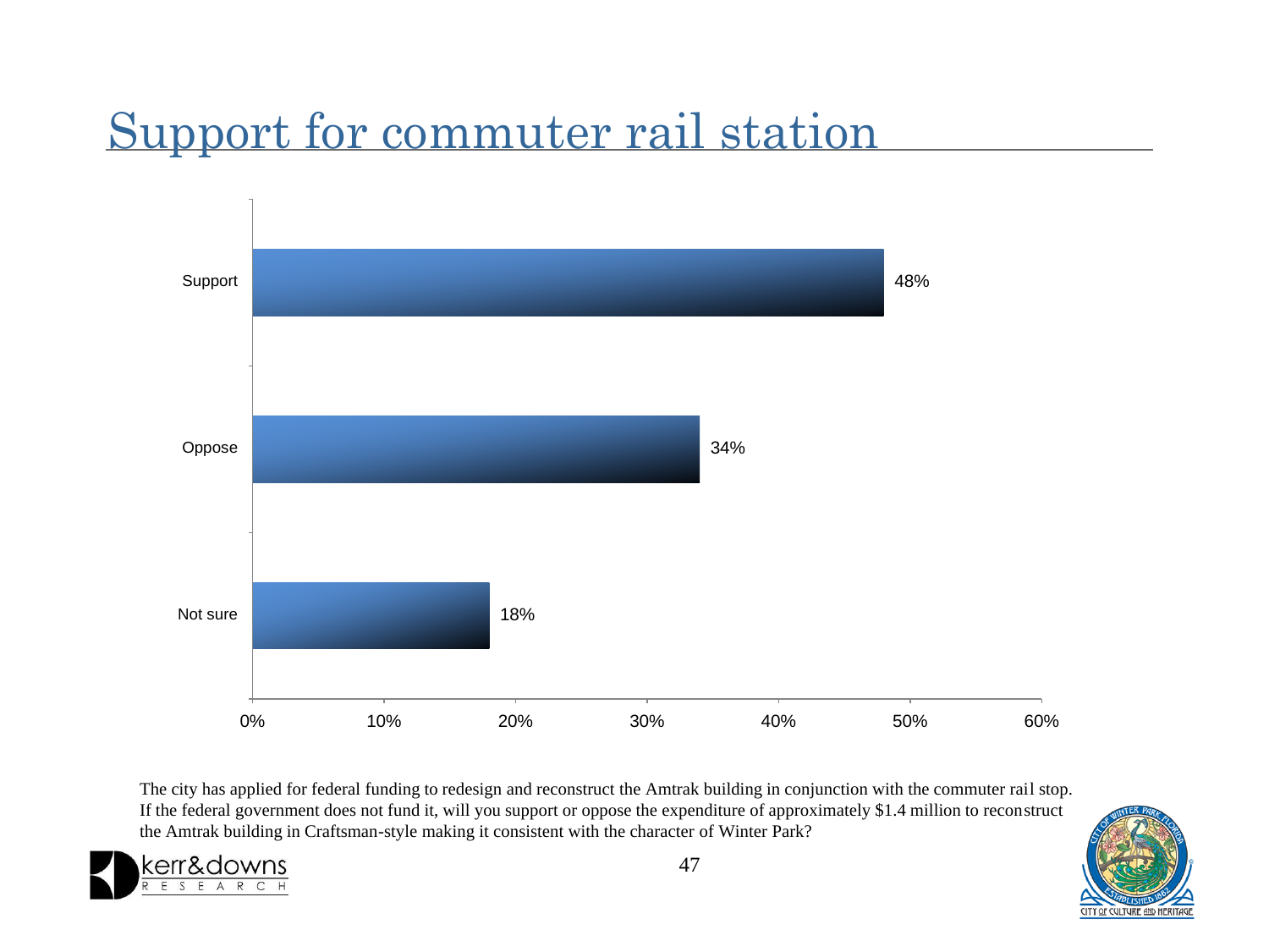# Support for commuter rail station

| Response | Percent |
|---|---|
| Support | 48% |
| Oppose | 34% |
| Not sure | 18% |

The city has applied for federal funding to redesign and reconstruct the Amtrak building in conjunction with the commuter rail stop. If the federal government does not fund it, will you support or oppose the expenditure of approximately $1.4 million to reconstruct the Amtrak building in Craftsman-style making it consistent with the character of Winter Park?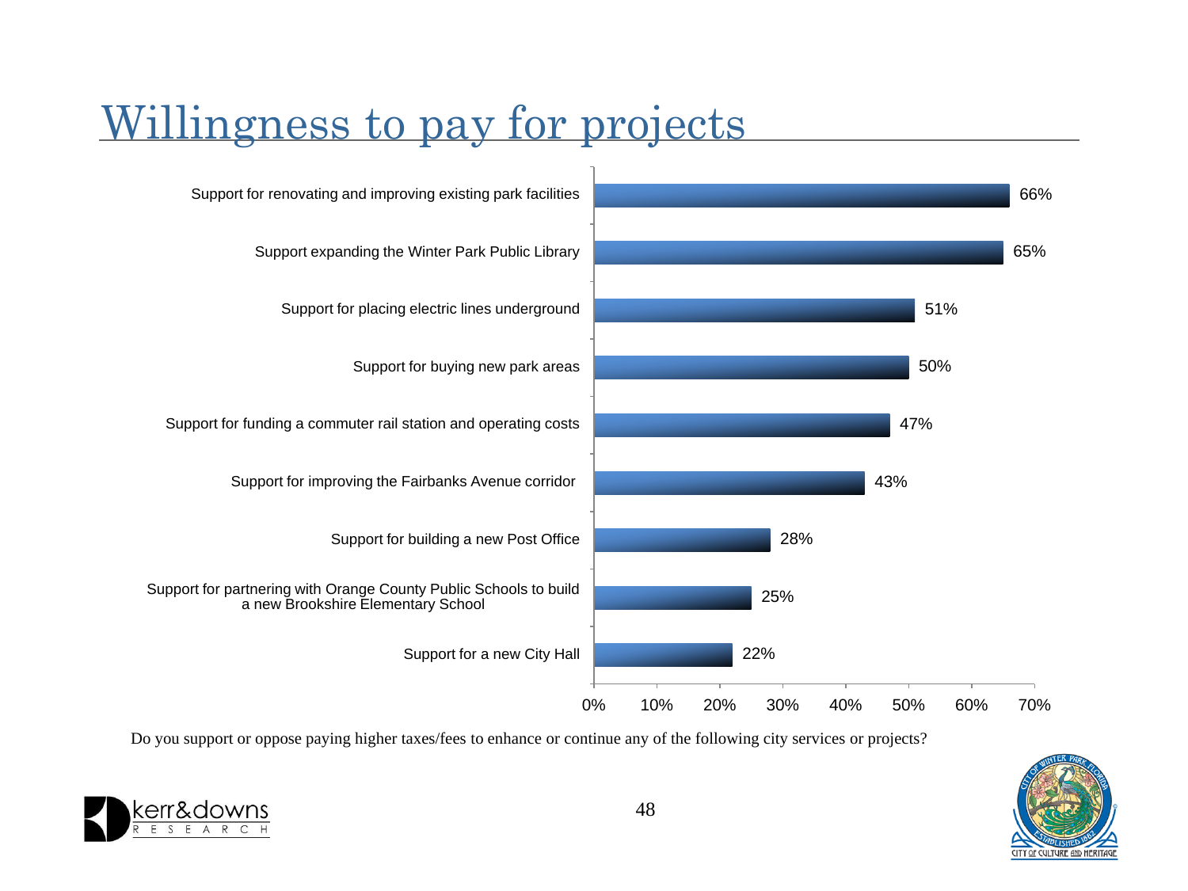# Willingness to pay for projects

| Project | Support |
|---|---|
| Support for renovating and improving existing park facilities | 66% |
| Support expanding the Winter Park Public Library | 65% |
| Support for placing electric lines underground | 51% |
| Support for buying new park areas | 50% |
| Support for funding a commuter rail station and operating costs | 47% |
| Support for improving the Fairbanks Avenue corridor | 43% |
| Support for building a new Post Office | 28% |
| Support for partnering with Orange County Public Schools to build a new Brookshire Elementary School | 25% |
| Support for a new City Hall | 22% |

Do you support or oppose paying higher taxes/fees to enhance or continue any of the following city services or projects?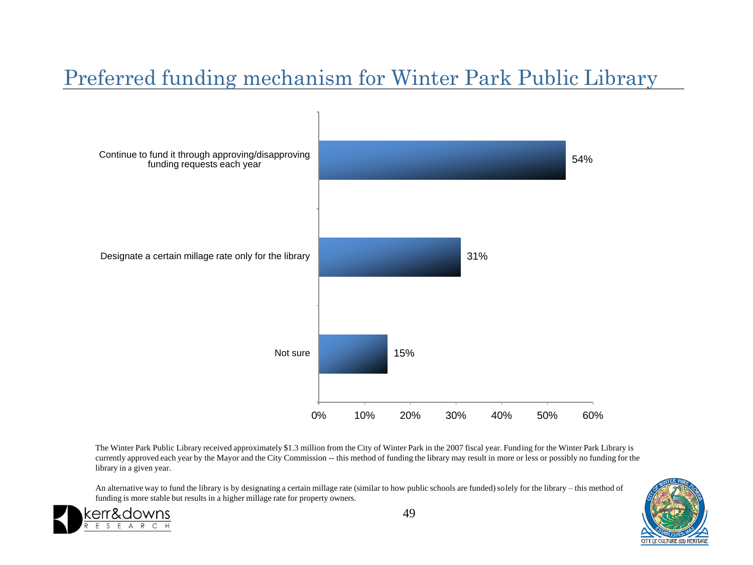# Preferred funding mechanism for Winter Park Public Library

| Response | Percent |
| --- | --- |
| Continue to fund it through approving/disapproving funding requests each year | 54% |
| Designate a certain millage rate only for the library | 31% |
| Not sure | 15% |

The Winter Park Public Library received approximately $1.3 million from the City of Winter Park in the 2007 fiscal year. Funding for the Winter Park Library is currently approved each year by the Mayor and the City Commission -- this method of funding the library may result in more or less or possibly no funding for the library in a given year.

An alternative way to fund the library is by designating a certain millage rate (similar to how public schools are funded) solely for the library – this method of funding is more stable but results in a higher millage rate for property owners.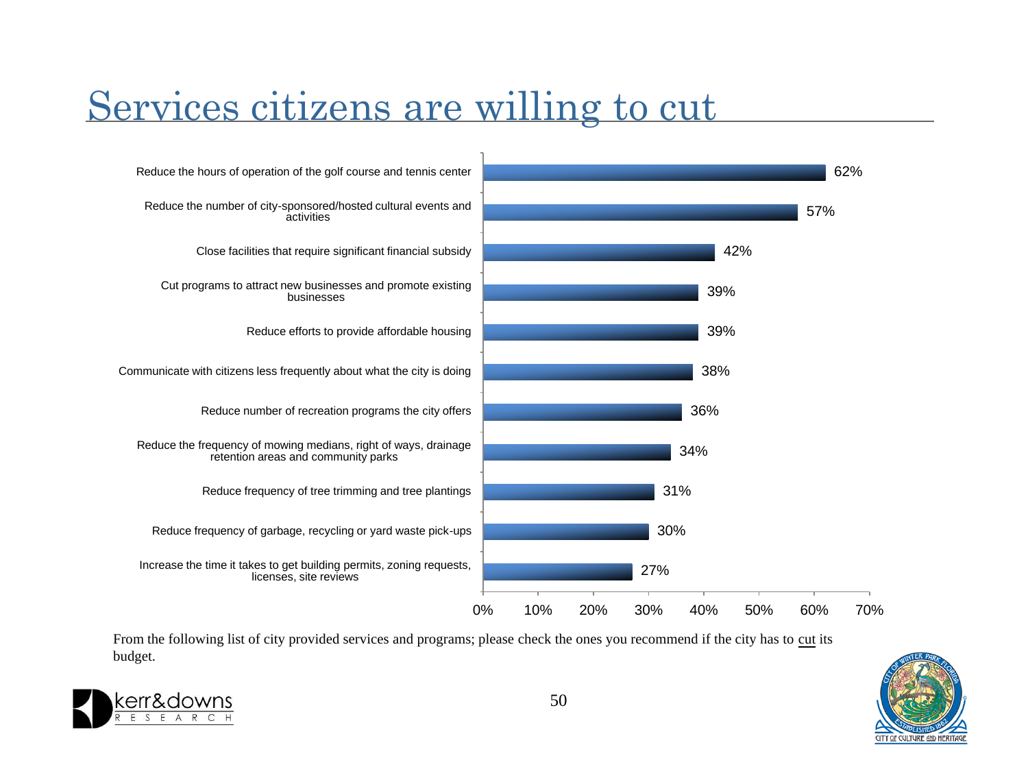# Services citizens are willing to cut

| Service | Percent |
| --- | --- |
| Reduce the hours of operation of the golf course and tennis center | 62% |
| Reduce the number of city-sponsored/hosted cultural events and activities | 57% |
| Close facilities that require significant financial subsidy | 42% |
| Cut programs to attract new businesses and promote existing businesses | 39% |
| Reduce efforts to provide affordable housing | 39% |
| Communicate with citizens less frequently about what the city is doing | 38% |
| Reduce number of recreation programs the city offers | 36% |
| Reduce the frequency of mowing medians, right of ways, drainage retention areas and community parks | 34% |
| Reduce frequency of tree trimming and tree plantings | 31% |
| Reduce frequency of garbage, recycling or yard waste pick-ups | 30% |
| Increase the time it takes to get building permits, zoning requests, licenses, site reviews | 27% |

From the following list of city provided services and programs; please check the ones you recommend if the city has to cut its budget.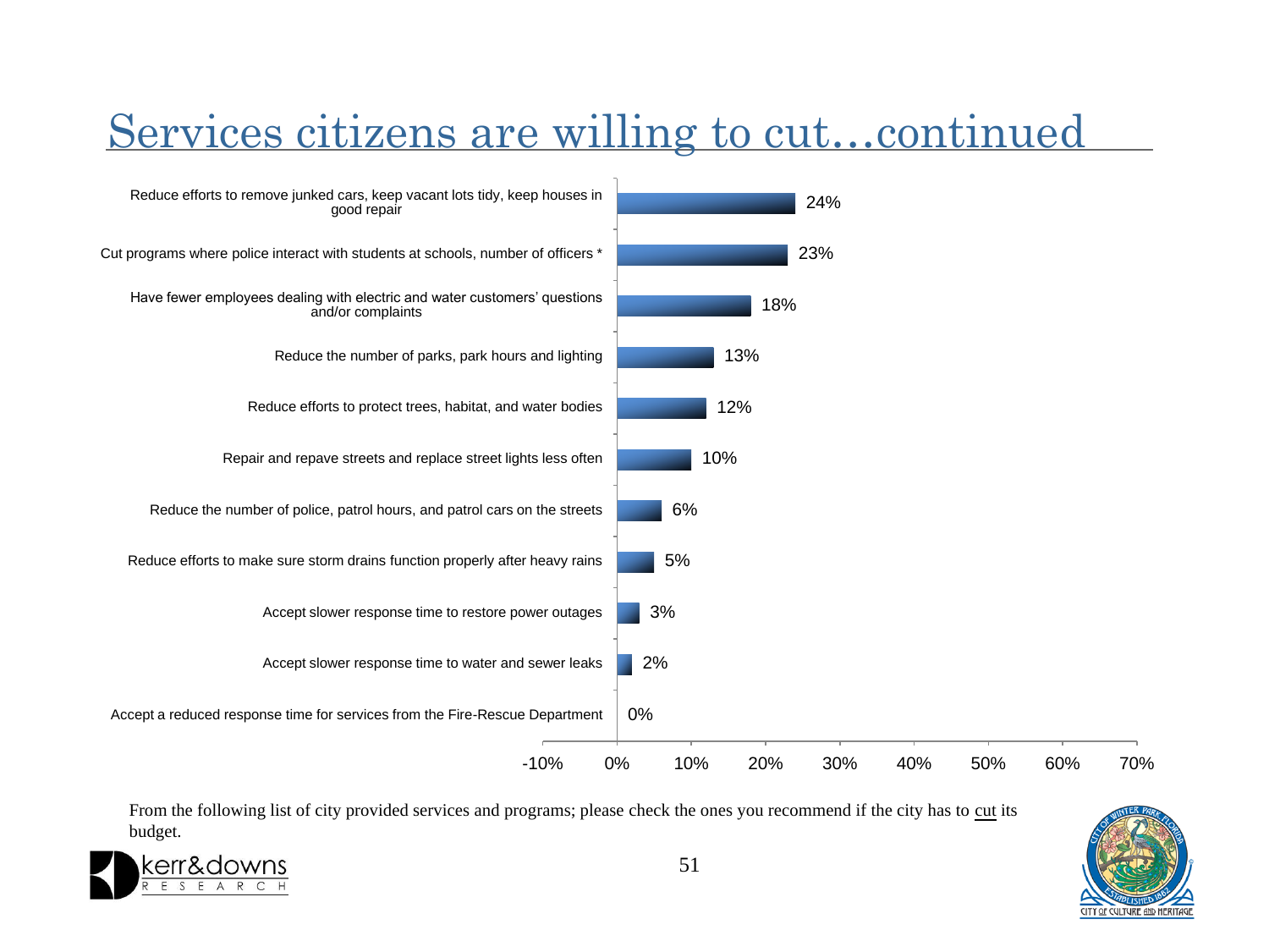# Services citizens are willing to cut…continued

| Service | Percent |
| --- | --- |
| Reduce efforts to remove junked cars, keep vacant lots tidy, keep houses in good repair | 24% |
| Cut programs where police interact with students at schools, number of officers * | 23% |
| Have fewer employees dealing with electric and water customers' questions and/or complaints | 18% |
| Reduce the number of parks, park hours and lighting | 13% |
| Reduce efforts to protect trees, habitat, and water bodies | 12% |
| Repair and repave streets and replace street lights less often | 10% |
| Reduce the number of police, patrol hours, and patrol cars on the streets | 6% |
| Reduce efforts to make sure storm drains function properly after heavy rains | 5% |
| Accept slower response time to restore power outages | 3% |
| Accept slower response time to water and sewer leaks | 2% |
| Accept a reduced response time for services from the Fire-Rescue Department | 0% |

From the following list of city provided services and programs; please check the ones you recommend if the city has to cut its budget.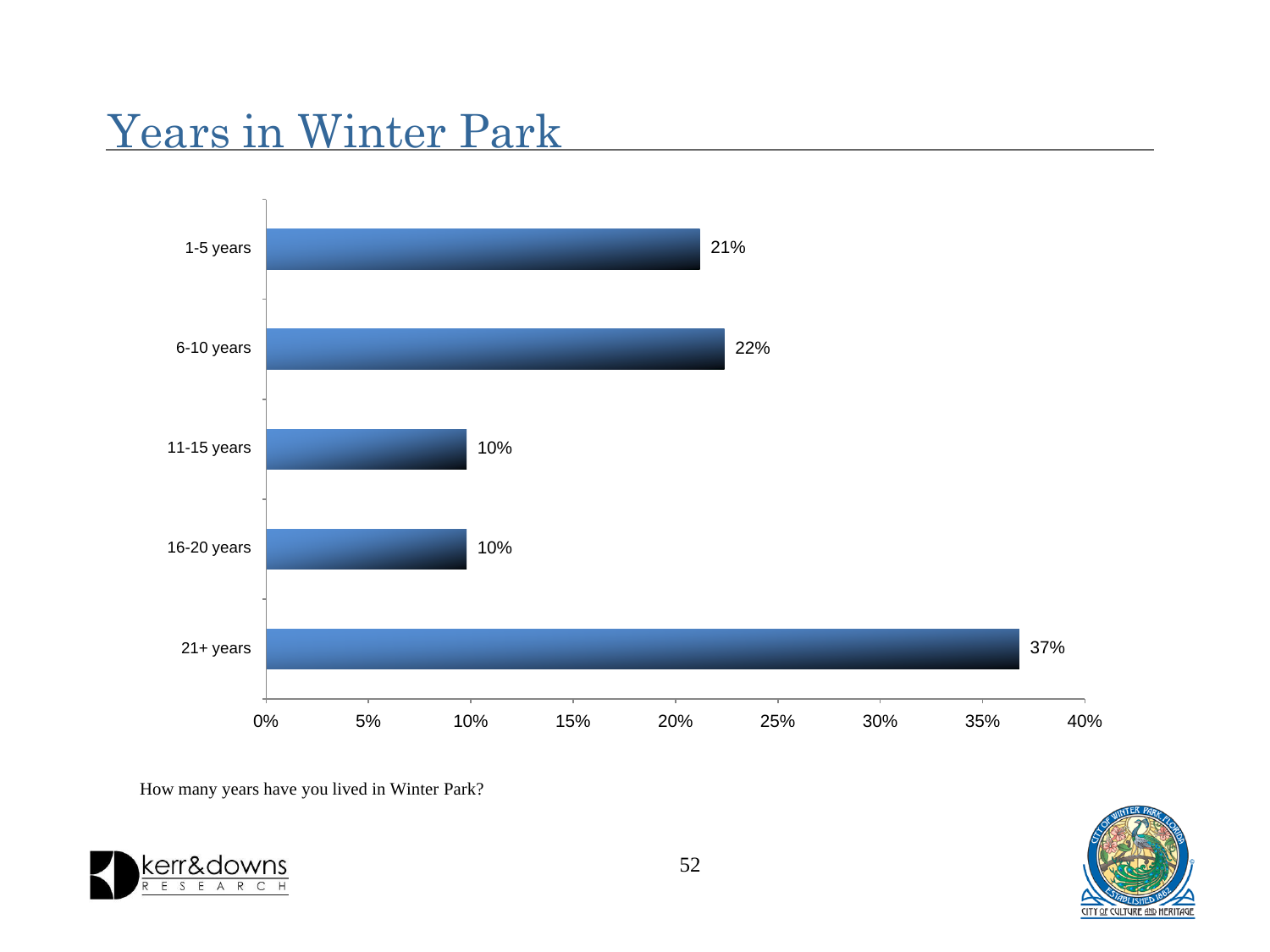# Years in Winter Park

| Years | Percent |
|---|---|
| 1-5 years | 21% |
| 6-10 years | 22% |
| 11-15 years | 10% |
| 16-20 years | 10% |
| 21+ years | 37% |

How many years have you lived in Winter Park?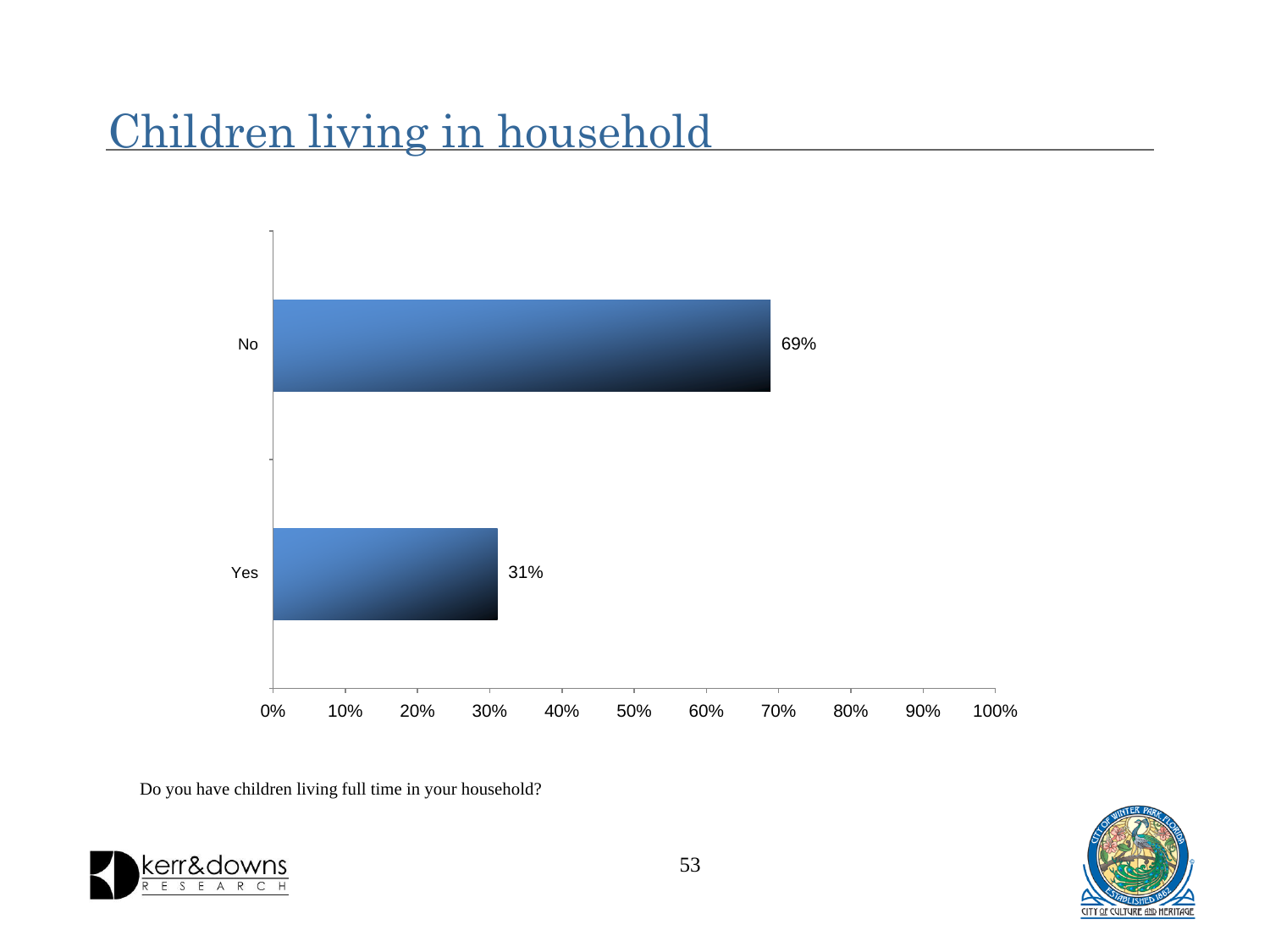# Children living in household

| Response | Percent |
|---|---|
| No | 69% |
| Yes | 31% |

Do you have children living full time in your household?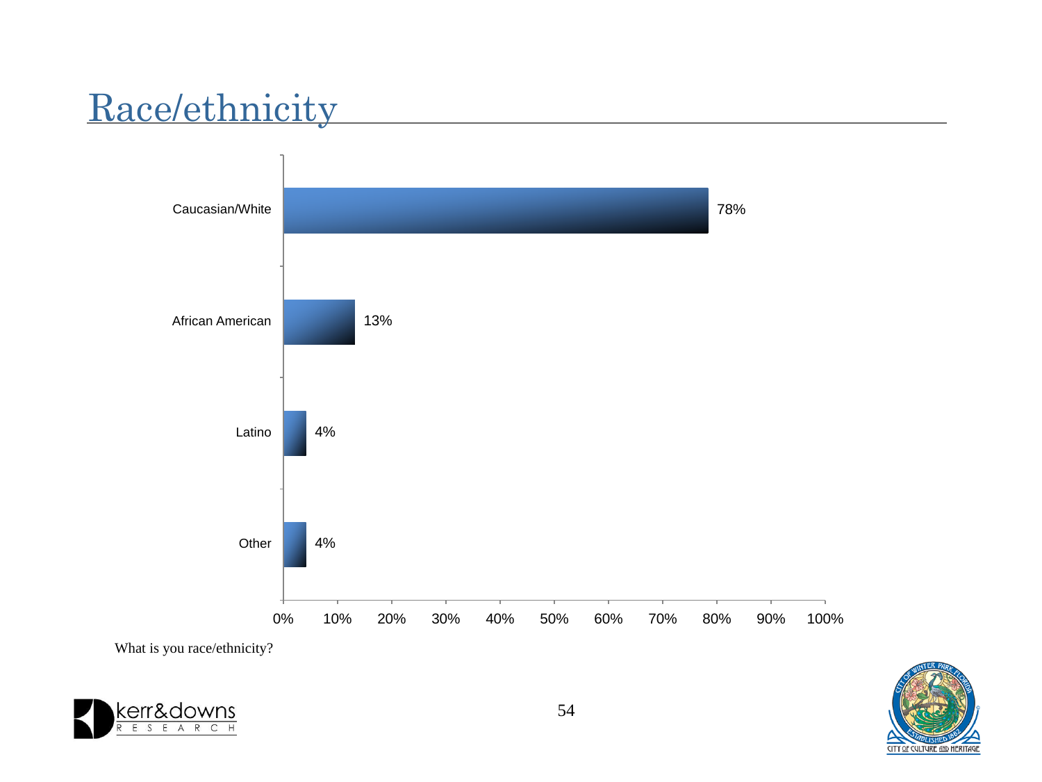# Race/ethnicity

| Race/ethnicity | Percent |
|---|---|
| Caucasian/White | 78% |
| African American | 13% |
| Latino | 4% |
| Other | 4% |

What is you race/ethnicity?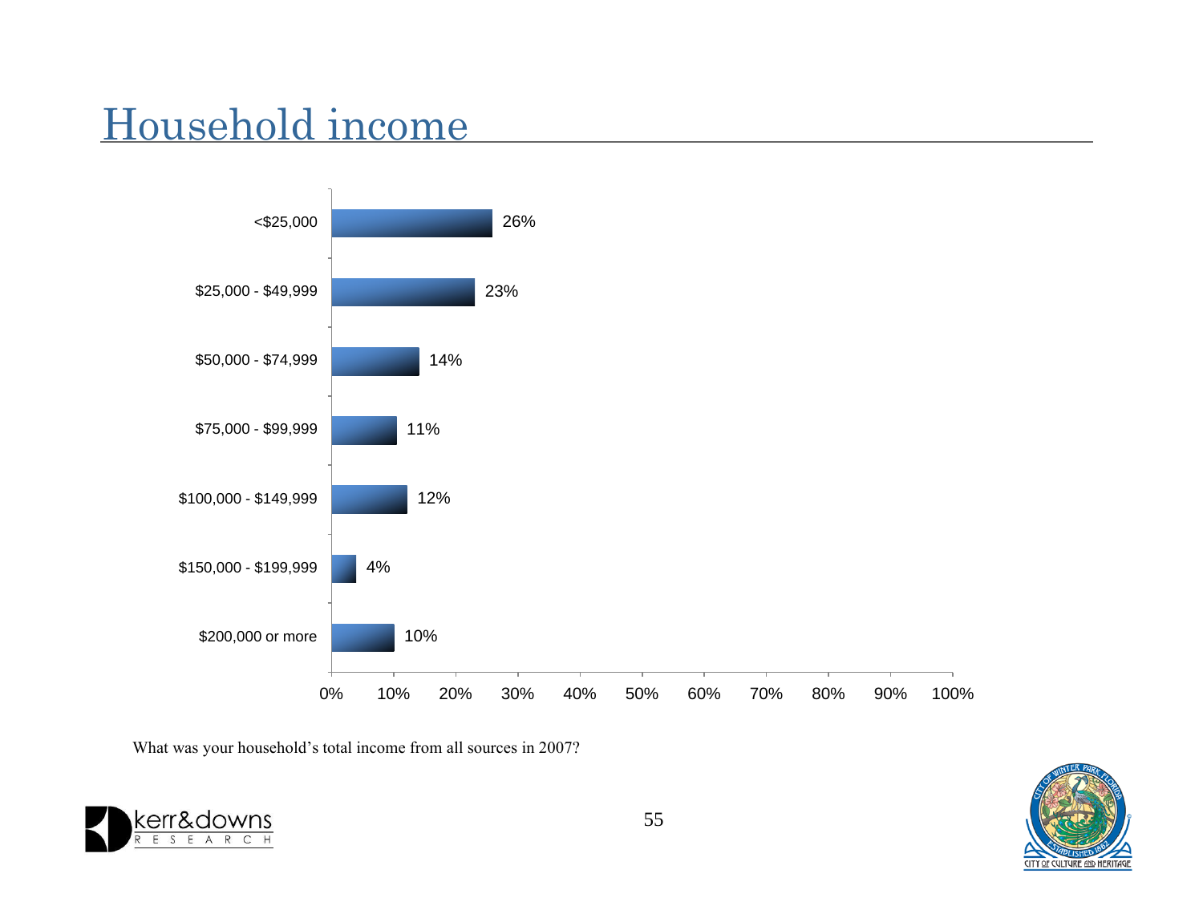# Household income

| Household income | Percent |
|---|---|
| <$25,000 | 26% |
| $25,000 - $49,999 | 23% |
| $50,000 - $74,999 | 14% |
| $75,000 - $99,999 | 11% |
| $100,000 - $149,999 | 12% |
| $150,000 - $199,999 | 4% |
| $200,000 or more | 10% |

What was your household's total income from all sources in 2007?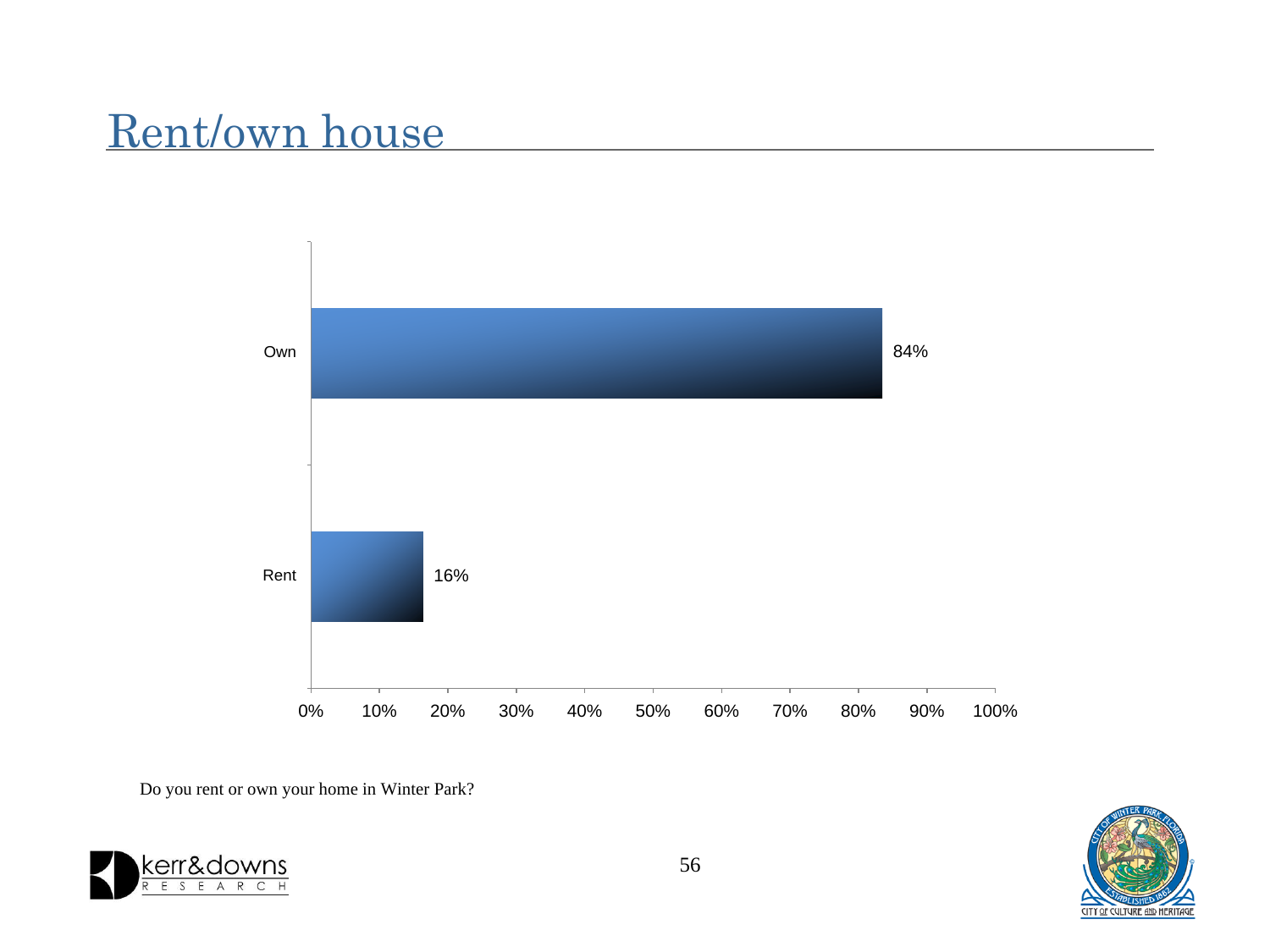# Rent/own house

| Response | Percent |
| --- | --- |
| Own | 84% |
| Rent | 16% |

Do you rent or own your home in Winter Park?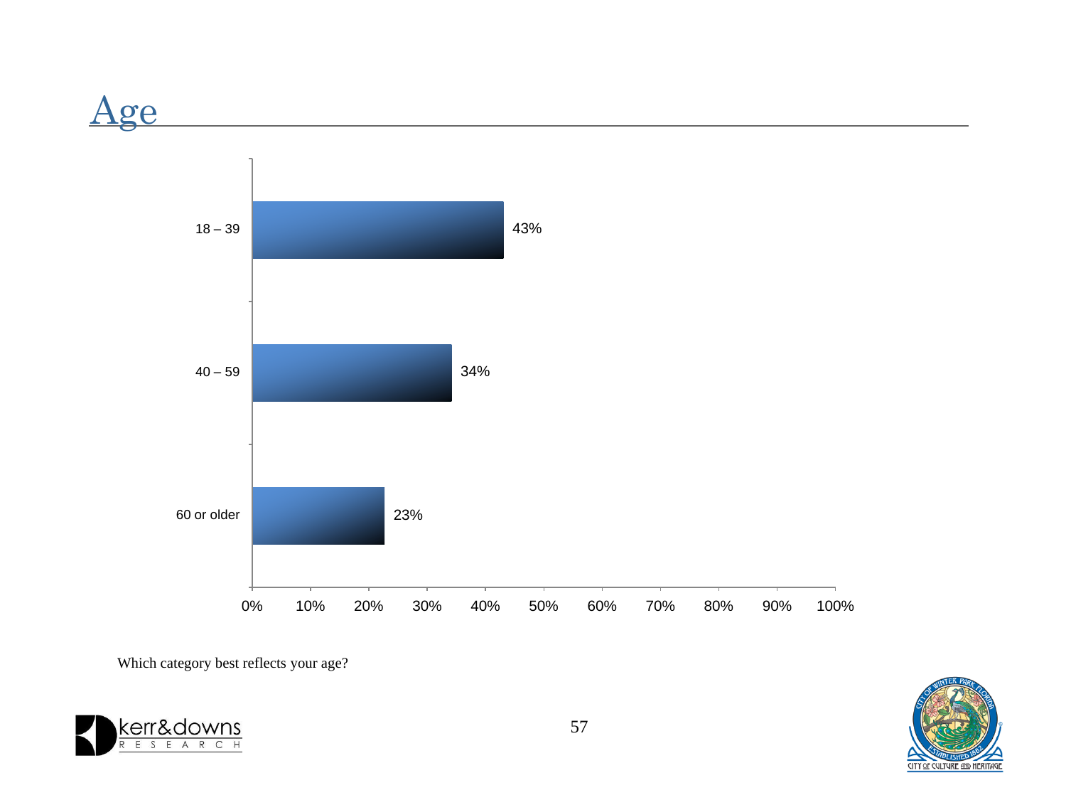# Age

| Age | Percent |
|---|---|
| 18 – 39 | 43% |
| 40 – 59 | 34% |
| 60 or older | 23% |

Which category best reflects your age?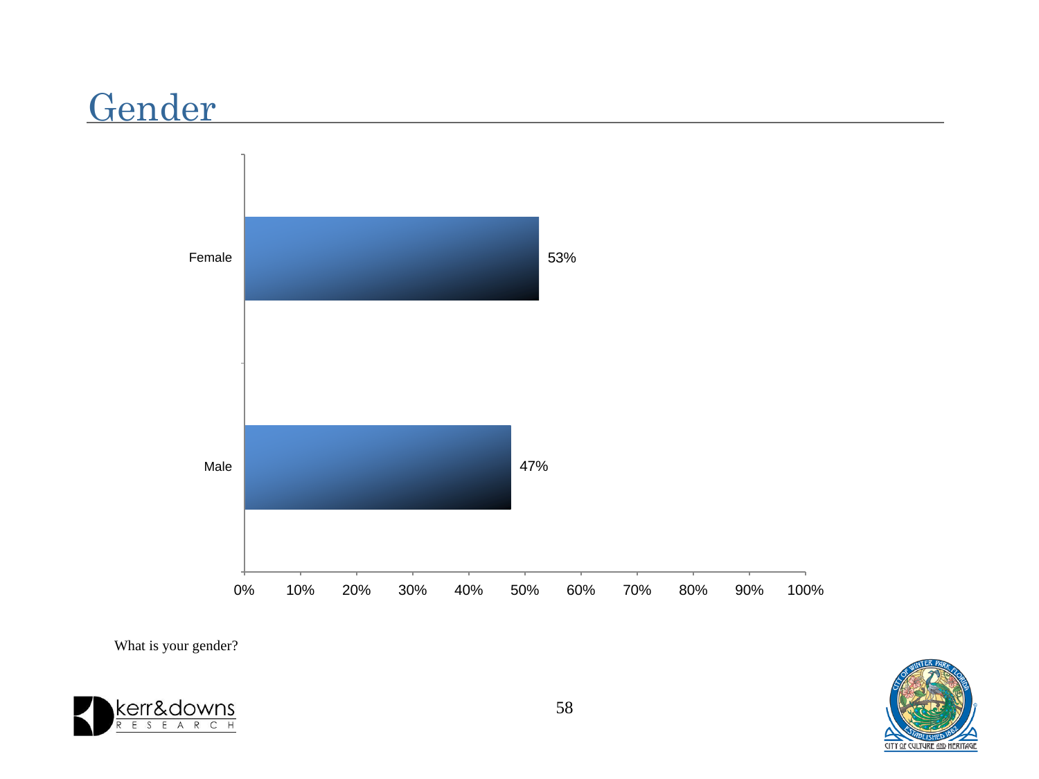# Gender

| Gender | Percent |
|---|---|
| Female | 53% |
| Male | 47% |

What is your gender?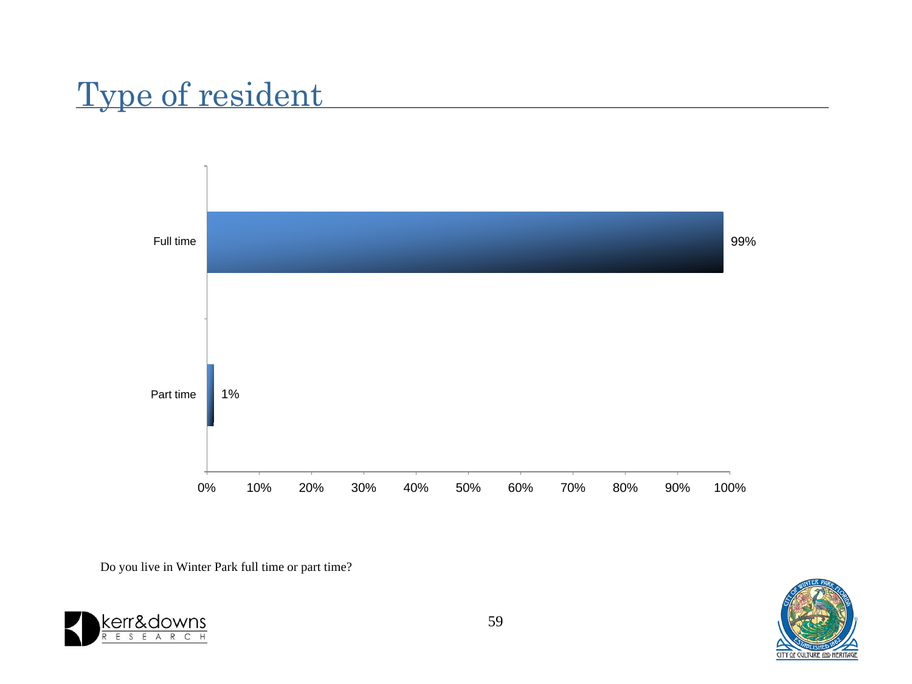# Type of resident

| Type of resident | Percent |
|---|---|
| Full time | 99% |
| Part time | 1% |

Do you live in Winter Park full time or part time?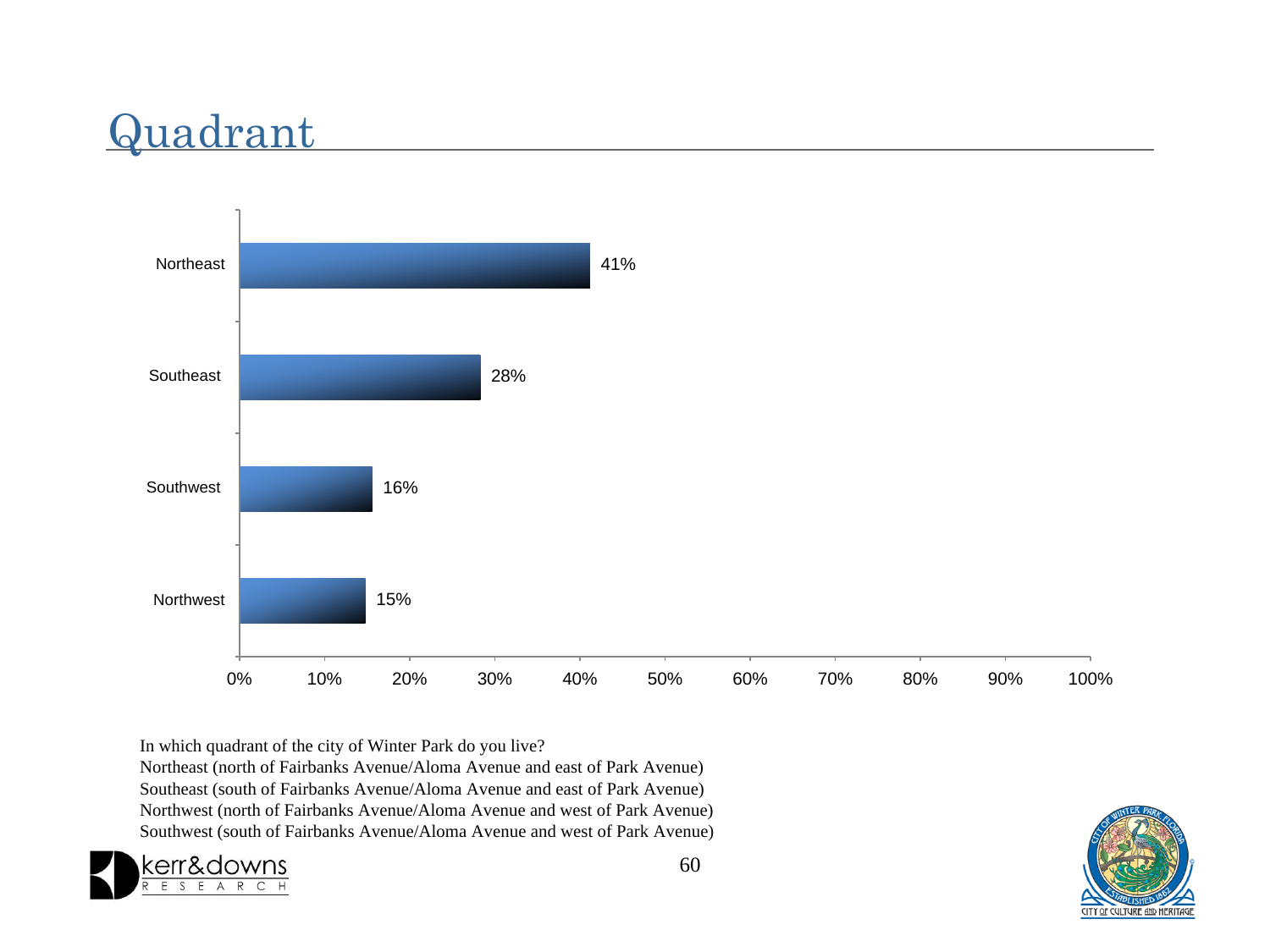# Quadrant

Northeast 41%

Southeast 28%

Southwest 16%

Northwest 15%

0% 10% 20% 30% 40% 50% 60% 70% 80% 90% 100%

In which quadrant of the city of Winter Park do you live?
Northeast (north of Fairbanks Avenue/Aloma Avenue and east of Park Avenue)
Southeast (south of Fairbanks Avenue/Aloma Avenue and east of Park Avenue)
Northwest (north of Fairbanks Avenue/Aloma Avenue and west of Park Avenue)
Southwest (south of Fairbanks Avenue/Aloma Avenue and west of Park Avenue)